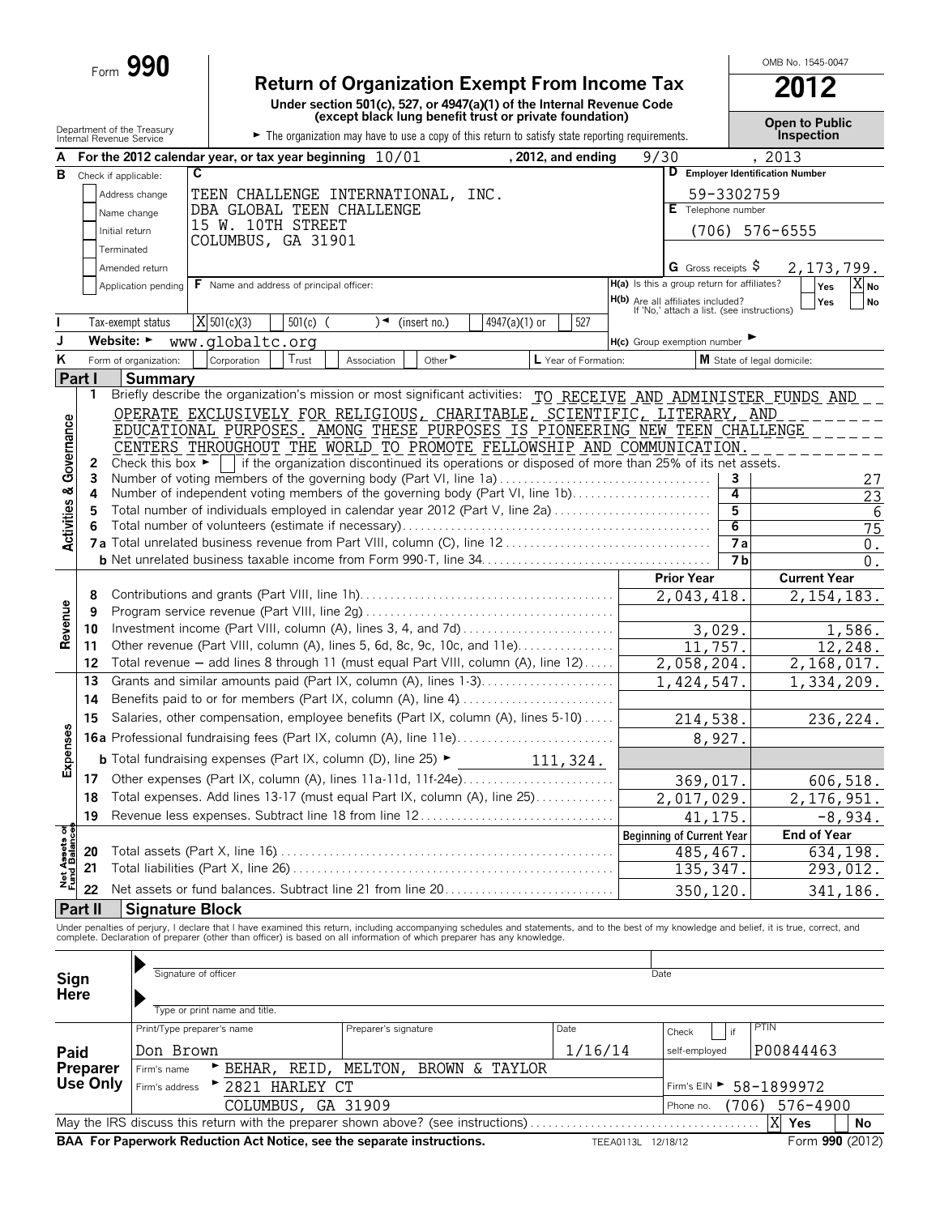Form **990**

# Return of Organization Exempt From Income Tax

**Under section 501(c), 527, or 4947(a)(1) of the Internal Revenue Code (except black lung benefit trust or private foundation)**

Department of the Treasury
Internal Revenue Service

► The organization may have to use a copy of this return to satisfy state reporting requirements.

OMB No. 1545-0047

**2012**

**Open to Public Inspection**

**A** For the 2012 calendar year, or tax year beginning 10/01 , 2012, and ending 9/30 , 2013

**B** Check if applicable:
- Address change
- Name change
- Initial return
- Terminated
- Amended return
- Application pending

**C**
TEEN CHALLENGE INTERNATIONAL, INC.
DBA GLOBAL TEEN CHALLENGE
15 W. 10TH STREET
COLUMBUS, GA 31901

**D** Employer Identification Number: 59-3302759

**E** Telephone number: (706) 576-6555

**G** Gross receipts $ 2,173,799.

**F** Name and address of principal officer:

**H(a)** Is this a group return for affiliates? Yes [ ] No [X]

**H(b)** Are all affiliates included? Yes [ ] No [ ]
If 'No,' attach a list. (see instructions)

**I** Tax-exempt status: [X] 501(c)(3) [ ] 501(c) ( ) ◄ (insert no.) [ ] 4947(a)(1) or [ ] 527

**J** Website: ► www.globaltc.org

**H(c)** Group exemption number ►

**K** Form of organization: [ ] Corporation [ ] Trust [ ] Association [ ] Other ►

**L** Year of Formation:

**M** State of legal domicile:

## Part I Summary

**Activities & Governance**

1 Briefly describe the organization's mission or most significant activities: TO RECEIVE AND ADMINISTER FUNDS AND OPERATE EXCLUSIVELY FOR RELIGIOUS, CHARITABLE, SCIENTIFIC, LITERARY, AND EDUCATIONAL PURPOSES. AMONG THESE PURPOSES IS PIONEERING NEW TEEN CHALLENGE CENTERS THROUGHOUT THE WORLD TO PROMOTE FELLOWSHIP AND COMMUNICATION.

2 Check this box ► [ ] if the organization discontinued its operations or disposed of more than 25% of its net assets.

| | | | |
|---|---|---|---|
| 3 | Number of voting members of the governing body (Part VI, line 1a) | 3 | 27 |
| 4 | Number of independent voting members of the governing body (Part VI, line 1b) | 4 | 23 |
| 5 | Total number of individuals employed in calendar year 2012 (Part V, line 2a) | 5 | 6 |
| 6 | Total number of volunteers (estimate if necessary) | 6 | 75 |
| 7a | Total unrelated business revenue from Part VIII, column (C), line 12 | 7a | 0. |
| b | Net unrelated business taxable income from Form 990-T, line 34 | 7b | 0. |

| | | | Prior Year | Current Year |
|---|---|---|---|---|
| **Revenue** | 8 | Contributions and grants (Part VIII, line 1h) | 2,043,418. | 2,154,183. |
| | 9 | Program service revenue (Part VIII, line 2g) | | |
| | 10 | Investment income (Part VIII, column (A), lines 3, 4, and 7d) | 3,029. | 1,586. |
| | 11 | Other revenue (Part VIII, column (A), lines 5, 6d, 8c, 9c, 10c, and 11e) | 11,757. | 12,248. |
| | 12 | Total revenue — add lines 8 through 11 (must equal Part VIII, column (A), line 12) | 2,058,204. | 2,168,017. |
| **Expenses** | 13 | Grants and similar amounts paid (Part IX, column (A), lines 1-3) | 1,424,547. | 1,334,209. |
| | 14 | Benefits paid to or for members (Part IX, column (A), line 4) | | |
| | 15 | Salaries, other compensation, employee benefits (Part IX, column (A), lines 5-10) | 214,538. | 236,224. |
| | 16a | Professional fundraising fees (Part IX, column (A), line 11e) | 8,927. | |
| | b | Total fundraising expenses (Part IX, column (D), line 25) ► 111,324. | | |
| | 17 | Other expenses (Part IX, column (A), lines 11a-11d, 11f-24e) | 369,017. | 606,518. |
| | 18 | Total expenses. Add lines 13-17 (must equal Part IX, column (A), line 25) | 2,017,029. | 2,176,951. |
| | 19 | Revenue less expenses. Subtract line 18 from line 12 | 41,175. | -8,934. |

| | | | Beginning of Current Year | End of Year |
|---|---|---|---|---|
| **Net Assets or Fund Balances** | 20 | Total assets (Part X, line 16) | 485,467. | 634,198. |
| | 21 | Total liabilities (Part X, line 26) | 135,347. | 293,012. |
| | 22 | Net assets or fund balances. Subtract line 21 from line 20 | 350,120. | 341,186. |

## Part II Signature Block

Under penalties of perjury, I declare that I have examined this return, including accompanying schedules and statements, and to the best of my knowledge and belief, it is true, correct, and complete. Declaration of preparer (other than officer) is based on all information of which preparer has any knowledge.

**Sign Here**

► Signature of officer — Date

► Type or print name and title.

**Paid Preparer Use Only**

| Print/Type preparer's name | Preparer's signature | Date | Check [ ] if self-employed | PTIN |
|---|---|---|---|---|
| Don Brown | | 1/16/14 | | P00844463 |

Firm's name ► BEHAR, REID, MELTON, BROWN & TAYLOR

Firm's EIN ► 58-1899972

Firm's address ► 2821 HARLEY CT, COLUMBUS, GA 31909

Phone no. (706) 576-4900

May the IRS discuss this return with the preparer shown above? (see instructions) [X] Yes [ ] No

**BAA For Paperwork Reduction Act Notice, see the separate instructions.** TEEA0113L 12/18/12 Form **990** (2012)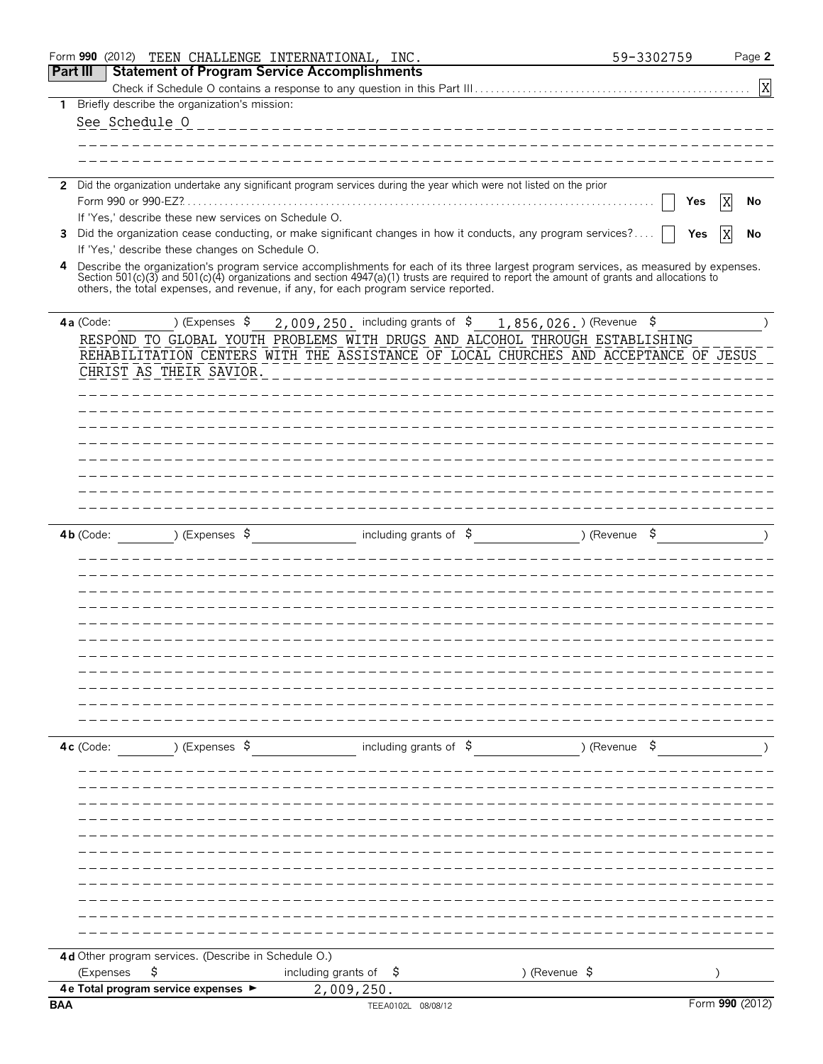Form **990** (2012) TEEN CHALLENGE INTERNATIONAL, INC. 59-3302759 Page **2**

## Part III Statement of Program Service Accomplishments

Check if Schedule O contains a response to any question in this Part III . . . [X]

**1** Briefly describe the organization's mission:

See Schedule O

**2** Did the organization undertake any significant program services during the year which were not listed on the prior Form 990 or 990-EZ? . . . [ ] Yes [X] No

If 'Yes,' describe these new services on Schedule O.

**3** Did the organization cease conducting, or make significant changes in how it conducts, any program services? . . . [ ] Yes [X] No

If 'Yes,' describe these changes on Schedule O.

**4** Describe the organization's program service accomplishments for each of its three largest program services, as measured by expenses. Section 501(c)(3) and 501(c)(4) organizations and section 4947(a)(1) trusts are required to report the amount of grants and allocations to others, the total expenses, and revenue, if any, for each program service reported.

**4a** (Code: ) (Expenses $ 2,009,250. including grants of $ 1,856,026. ) (Revenue $ )

RESPOND TO GLOBAL YOUTH PROBLEMS WITH DRUGS AND ALCOHOL THROUGH ESTABLISHING REHABILITATION CENTERS WITH THE ASSISTANCE OF LOCAL CHURCHES AND ACCEPTANCE OF JESUS CHRIST AS THEIR SAVIOR.

**4b** (Code: ) (Expenses $ including grants of $ ) (Revenue $ )

**4c** (Code: ) (Expenses $ including grants of $ ) (Revenue $ )

**4d** Other program services. (Describe in Schedule O.)

(Expenses $ including grants of $ ) (Revenue $ )

**4e Total program service expenses** ► 2,009,250.

BAA TEEA0102L 08/08/12 Form **990** (2012)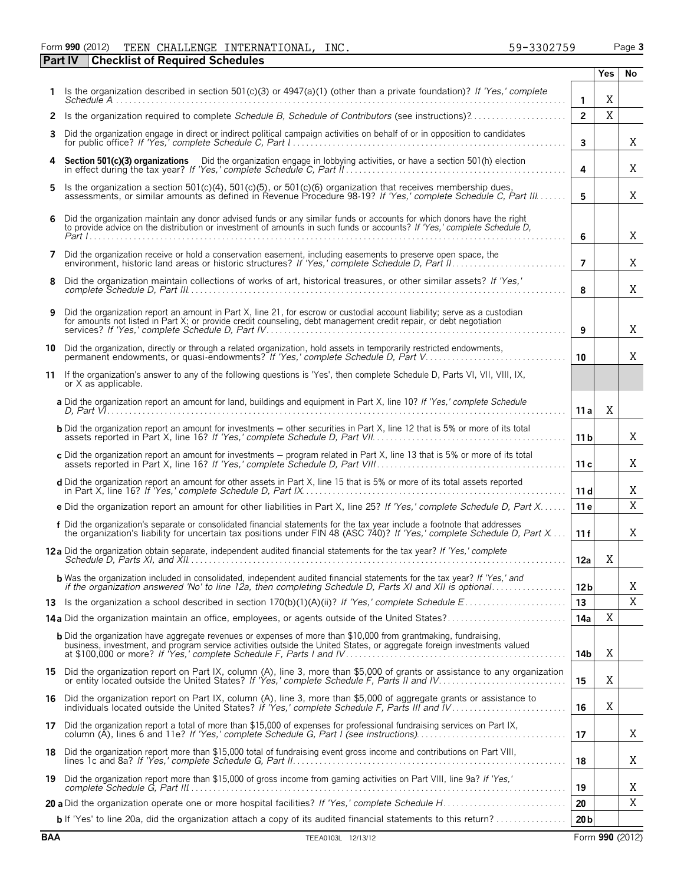Form **990** (2012) TEEN CHALLENGE INTERNATIONAL, INC. 59-3302759 Page **3**

## Part IV Checklist of Required Schedules

| | | | Yes | No |
|---|---|---|---|---|
| **1** | Is the organization described in section 501(c)(3) or 4947(a)(1) (other than a private foundation)? *If 'Yes,' complete Schedule A* | **1** | X | |
| **2** | Is the organization required to complete *Schedule B, Schedule of Contributors* (see instructions)? | **2** | X | |
| **3** | Did the organization engage in direct or indirect political campaign activities on behalf of or in opposition to candidates for public office? *If 'Yes,' complete Schedule C, Part I* | **3** | | X |
| **4** | **Section 501(c)(3) organizations** Did the organization engage in lobbying activities, or have a section 501(h) election in effect during the tax year? *If 'Yes,' complete Schedule C, Part II* | **4** | | X |
| **5** | Is the organization a section 501(c)(4), 501(c)(5), or 501(c)(6) organization that receives membership dues, assessments, or similar amounts as defined in Revenue Procedure 98-19? *If 'Yes,' complete Schedule C, Part III* | **5** | | X |
| **6** | Did the organization maintain any donor advised funds or any similar funds or accounts for which donors have the right to provide advice on the distribution or investment of amounts in such funds or accounts? *If 'Yes,' complete Schedule D, Part I* | **6** | | X |
| **7** | Did the organization receive or hold a conservation easement, including easements to preserve open space, the environment, historic land areas or historic structures? *If 'Yes,' complete Schedule D, Part II* | **7** | | X |
| **8** | Did the organization maintain collections of works of art, historical treasures, or other similar assets? *If 'Yes,' complete Schedule D, Part III* | **8** | | X |
| **9** | Did the organization report an amount in Part X, line 21, for escrow or custodial account liability; serve as a custodian for amounts not listed in Part X; or provide credit counseling, debt management credit repair, or debt negotiation services? *If 'Yes,' complete Schedule D, Part IV* | **9** | | X |
| **10** | Did the organization, directly or through a related organization, hold assets in temporarily restricted endowments, permanent endowments, or quasi-endowments? *If 'Yes,' complete Schedule D, Part V* | **10** | | X |
| **11** | If the organization's answer to any of the following questions is 'Yes', then complete Schedule D, Parts VI, VII, VIII, IX, or X as applicable. | | | |
| | **a** Did the organization report an amount for land, buildings and equipment in Part X, line 10? *If 'Yes,' complete Schedule D, Part VI* | **11 a** | X | |
| | **b** Did the organization report an amount for investments – other securities in Part X, line 12 that is 5% or more of its total assets reported in Part X, line 16? *If 'Yes,' complete Schedule D, Part VII* | **11 b** | | X |
| | **c** Did the organization report an amount for investments – program related in Part X, line 13 that is 5% or more of its total assets reported in Part X, line 16? *If 'Yes,' complete Schedule D, Part VIII* | **11 c** | | X |
| | **d** Did the organization report an amount for other assets in Part X, line 15 that is 5% or more of its total assets reported in Part X, line 16? *If 'Yes,' complete Schedule D, Part IX* | **11 d** | | X |
| | **e** Did the organization report an amount for other liabilities in Part X, line 25? *If 'Yes,' complete Schedule D, Part X* | **11 e** | | X |
| | **f** Did the organization's separate or consolidated financial statements for the tax year include a footnote that addresses the organization's liability for uncertain tax positions under FIN 48 (ASC 740)? *If 'Yes,' complete Schedule D, Part X* | **11 f** | | X |
| **12 a** | Did the organization obtain separate, independent audited financial statements for the tax year? *If 'Yes,' complete Schedule D, Parts XI, and XII* | **12a** | X | |
| | **b** Was the organization included in consolidated, independent audited financial statements for the tax year? *If 'Yes,' and if the organization answered 'No' to line 12a, then completing Schedule D, Parts XI and XII is optional* | **12 b** | | X |
| **13** | Is the organization a school described in section 170(b)(1)(A)(ii)? *If 'Yes,' complete Schedule E* | **13** | | X |
| **14 a** | Did the organization maintain an office, employees, or agents outside of the United States? | **14a** | X | |
| | **b** Did the organization have aggregate revenues or expenses of more than $10,000 from grantmaking, fundraising, business, investment, and program service activities outside the United States, or aggregate foreign investments valued at $100,000 or more? *If 'Yes,' complete Schedule F, Parts I and IV* | **14b** | X | |
| **15** | Did the organization report on Part IX, column (A), line 3, more than $5,000 of grants or assistance to any organization or entity located outside the United States? *If 'Yes,' complete Schedule F, Parts II and IV* | **15** | X | |
| **16** | Did the organization report on Part IX, column (A), line 3, more than $5,000 of aggregate grants or assistance to individuals located outside the United States? *If 'Yes,' complete Schedule F, Parts III and IV* | **16** | X | |
| **17** | Did the organization report a total of more than $15,000 of expenses for professional fundraising services on Part IX, column (A), lines 6 and 11e? *If 'Yes,' complete Schedule G, Part I (see instructions)* | **17** | | X |
| **18** | Did the organization report more than $15,000 total of fundraising event gross income and contributions on Part VIII, lines 1c and 8a? *If 'Yes,' complete Schedule G, Part II* | **18** | | X |
| **19** | Did the organization report more than $15,000 of gross income from gaming activities on Part VIII, line 9a? *If 'Yes,' complete Schedule G, Part III* | **19** | | X |
| **20 a** | Did the organization operate one or more hospital facilities? *If 'Yes,' complete Schedule H* | **20** | | X |
| | **b** If 'Yes' to line 20a, did the organization attach a copy of its audited financial statements to this return? | **20 b** | | |

BAA TEEA0103L 12/13/12 Form **990** (2012)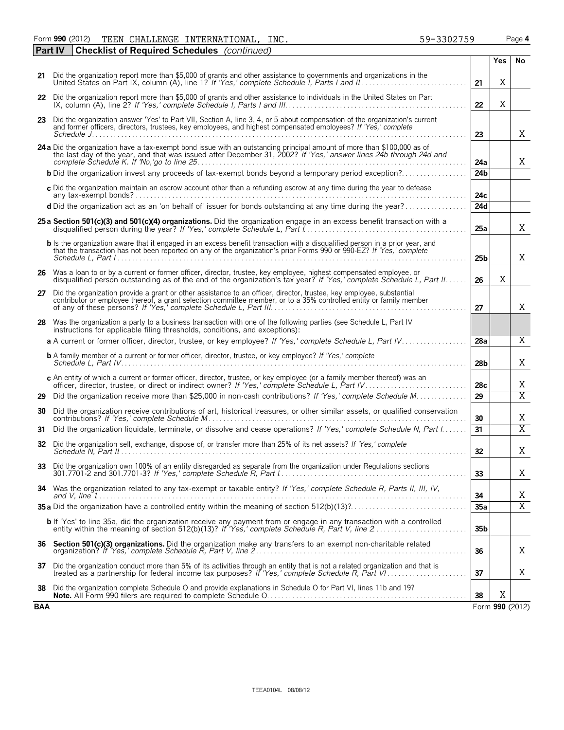Form **990** (2012) TEEN CHALLENGE INTERNATIONAL, INC. 59-3302759 Page **4**

**Part IV** **Checklist of Required Schedules** *(continued)*

| | | | Yes | No |
|---|---|---|---|---|
| **21** | Did the organization report more than $5,000 of grants and other assistance to governments and organizations in the United States on Part IX, column (A), line 1? *If 'Yes,' complete Schedule I, Parts I and II* | **21** | X | |
| **22** | Did the organization report more than $5,000 of grants and other assistance to individuals in the United States on Part IX, column (A), line 2? *If 'Yes,' complete Schedule I, Parts I and III* | **22** | X | |
| **23** | Did the organization answer 'Yes' to Part VII, Section A, line 3, 4, or 5 about compensation of the organization's current and former officers, directors, trustees, key employees, and highest compensated employees? *If 'Yes,' complete Schedule J* | **23** | | X |
| **24a** | Did the organization have a tax-exempt bond issue with an outstanding principal amount of more than $100,000 as of the last day of the year, and that was issued after December 31, 2002? *If 'Yes,' answer lines 24b through 24d and complete Schedule K. If 'No,' go to line 25* | **24a** | | X |
| **b** | Did the organization invest any proceeds of tax-exempt bonds beyond a temporary period exception? | **24b** | | |
| **c** | Did the organization maintain an escrow account other than a refunding escrow at any time during the year to defease any tax-exempt bonds? | **24c** | | |
| **d** | Did the organization act as an 'on behalf of' issuer for bonds outstanding at any time during the year? | **24d** | | |
| **25a** | **Section 501(c)(3) and 501(c)(4) organizations.** Did the organization engage in an excess benefit transaction with a disqualified person during the year? *If 'Yes,' complete Schedule L, Part I* | **25a** | | X |
| **b** | Is the organization aware that it engaged in an excess benefit transaction with a disqualified person in a prior year, and that the transaction has not been reported on any of the organization's prior Forms 990 or 990-EZ? *If 'Yes,' complete Schedule L, Part I* | **25b** | | X |
| **26** | Was a loan to or by a current or former officer, director, trustee, key employee, highest compensated employee, or disqualified person outstanding as of the end of the organization's tax year? *If 'Yes,' complete Schedule L, Part II* | **26** | X | |
| **27** | Did the organization provide a grant or other assistance to an officer, director, trustee, key employee, substantial contributor or employee thereof, a grant selection committee member, or to a 35% controlled entity or family member of any of these persons? *If 'Yes,' complete Schedule L, Part III* | **27** | | X |
| **28** | Was the organization a party to a business transaction with one of the following parties (see Schedule L, Part IV instructions for applicable filing thresholds, conditions, and exceptions): | | | |
| **a** | A current or former officer, director, trustee, or key employee? *If 'Yes,' complete Schedule L, Part IV* | **28a** | | X |
| **b** | A family member of a current or former officer, director, trustee, or key employee? *If 'Yes,' complete Schedule L, Part IV* | **28b** | | X |
| **c** | An entity of which a current or former officer, director, trustee, or key employee (or a family member thereof) was an officer, director, trustee, or direct or indirect owner? *If 'Yes,' complete Schedule L, Part IV* | **28c** | | X |
| **29** | Did the organization receive more than $25,000 in non-cash contributions? *If 'Yes,' complete Schedule M* | **29** | | X |
| **30** | Did the organization receive contributions of art, historical treasures, or other similar assets, or qualified conservation contributions? *If 'Yes,' complete Schedule M* | **30** | | X |
| **31** | Did the organization liquidate, terminate, or dissolve and cease operations? *If 'Yes,' complete Schedule N, Part I* | **31** | | X |
| **32** | Did the organization sell, exchange, dispose of, or transfer more than 25% of its net assets? *If 'Yes,' complete Schedule N, Part II* | **32** | | X |
| **33** | Did the organization own 100% of an entity disregarded as separate from the organization under Regulations sections 301.7701-2 and 301.7701-3? *If 'Yes,' complete Schedule R, Part I* | **33** | | X |
| **34** | Was the organization related to any tax-exempt or taxable entity? *If 'Yes,' complete Schedule R, Parts II, III, IV, and V, line 1* | **34** | | X |
| **35a** | Did the organization have a controlled entity within the meaning of section 512(b)(13)? | **35a** | | X |
| **b** | If 'Yes' to line 35a, did the organization receive any payment from or engage in any transaction with a controlled entity within the meaning of section 512(b)(13)? *If 'Yes,' complete Schedule R, Part V, line 2* | **35b** | | |
| **36** | **Section 501(c)(3) organizations.** Did the organization make any transfers to an exempt non-charitable related organization? *If 'Yes,' complete Schedule R, Part V, line 2* | **36** | | X |
| **37** | Did the organization conduct more than 5% of its activities through an entity that is not a related organization and that is treated as a partnership for federal income tax purposes? *If 'Yes,' complete Schedule R, Part VI* | **37** | | X |
| **38** | Did the organization complete Schedule O and provide explanations in Schedule O for Part VI, lines 11b and 19? **Note.** All Form 990 filers are required to complete Schedule O. | **38** | X | |

**BAA** Form **990** (2012)

TEEA0104L 08/08/12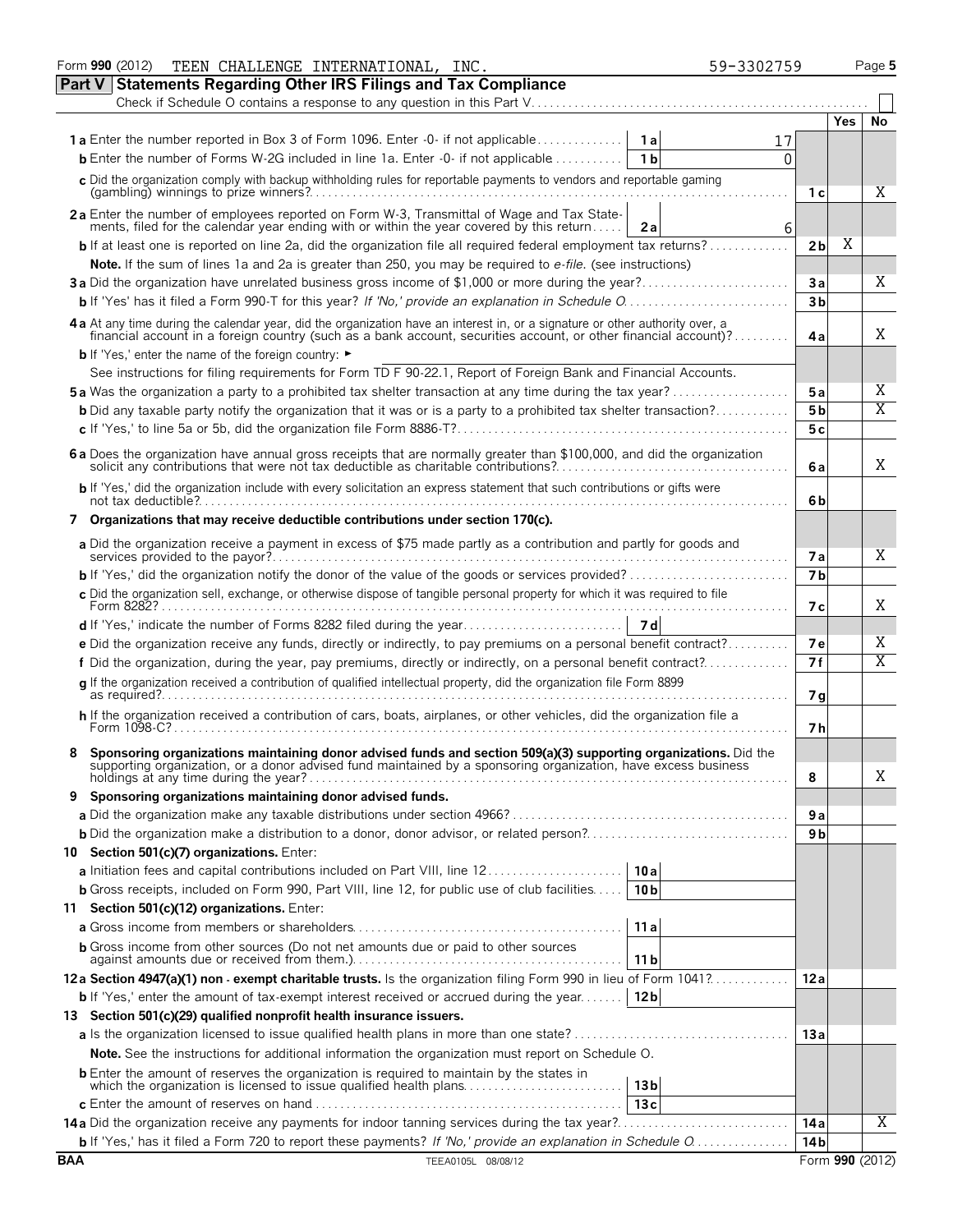Form **990** (2012) TEEN CHALLENGE INTERNATIONAL, INC. 59-3302759 Page **5**

## Part V Statements Regarding Other IRS Filings and Tax Compliance

Check if Schedule O contains a response to any question in this Part V. . . . . . . . . . . . . . . . . . . . . . . . . . . . . . . . . . . . . . . . . . . . . . . . . . . . . . . . ☐

| | | | | Yes | No |
|---|---|---|---|---|---|
| **1 a** Enter the number reported in Box 3 of Form 1096. Enter -0- if not applicable | 1 a | 17 | | | |
| **b** Enter the number of Forms W-2G included in line 1a. Enter -0- if not applicable | 1 b | 0 | | | |
| **c** Did the organization comply with backup withholding rules for reportable payments to vendors and reportable gaming (gambling) winnings to prize winners? | | | 1 c | | X |
| **2 a** Enter the number of employees reported on Form W-3, Transmittal of Wage and Tax Statements, filed for the calendar year ending with or within the year covered by this return | 2 a | 6 | | | |
| **b** If at least one is reported on line 2a, did the organization file all required federal employment tax returns? | | | 2 b | X | |
| **Note.** If the sum of lines 1a and 2a is greater than 250, you may be required to *e-file.* (see instructions) | | | | | |
| **3 a** Did the organization have unrelated business gross income of $1,000 or more during the year? | | | 3 a | | X |
| **b** If 'Yes' has it filed a Form 990-T for this year? *If 'No,' provide an explanation in Schedule O* | | | 3 b | | |
| **4 a** At any time during the calendar year, did the organization have an interest in, or a signature or other authority over, a financial account in a foreign country (such as a bank account, securities account, or other financial account)? | | | 4 a | | X |
| **b** If 'Yes,' enter the name of the foreign country: ► | | | | | |
| See instructions for filing requirements for Form TD F 90-22.1, Report of Foreign Bank and Financial Accounts. | | | | | |
| **5 a** Was the organization a party to a prohibited tax shelter transaction at any time during the tax year? | | | 5 a | | X |
| **b** Did any taxable party notify the organization that it was or is a party to a prohibited tax shelter transaction? | | | 5 b | | X |
| **c** If 'Yes,' to line 5a or 5b, did the organization file Form 8886-T? | | | 5 c | | |
| **6 a** Does the organization have annual gross receipts that are normally greater than $100,000, and did the organization solicit any contributions that were not tax deductible as charitable contributions? | | | 6 a | | X |
| **b** If 'Yes,' did the organization include with every solicitation an express statement that such contributions or gifts were not tax deductible? | | | 6 b | | |
| **7 Organizations that may receive deductible contributions under section 170(c).** | | | | | |
| **a** Did the organization receive a payment in excess of $75 made partly as a contribution and partly for goods and services provided to the payor? | | | 7 a | | X |
| **b** If 'Yes,' did the organization notify the donor of the value of the goods or services provided? | | | 7 b | | |
| **c** Did the organization sell, exchange, or otherwise dispose of tangible personal property for which it was required to file Form 8282? | | | 7 c | | X |
| **d** If 'Yes,' indicate the number of Forms 8282 filed during the year | 7 d | | | | |
| **e** Did the organization receive any funds, directly or indirectly, to pay premiums on a personal benefit contract? | | | 7 e | | X |
| **f** Did the organization, during the year, pay premiums, directly or indirectly, on a personal benefit contract? | | | 7 f | | X |
| **g** If the organization received a contribution of qualified intellectual property, did the organization file Form 8899 as required? | | | 7 g | | |
| **h** If the organization received a contribution of cars, boats, airplanes, or other vehicles, did the organization file a Form 1098-C? | | | 7 h | | |
| **8 Sponsoring organizations maintaining donor advised funds and section 509(a)(3) supporting organizations.** Did the supporting organization, or a donor advised fund maintained by a sponsoring organization, have excess business holdings at any time during the year? | | | 8 | | X |
| **9 Sponsoring organizations maintaining donor advised funds.** | | | | | |
| **a** Did the organization make any taxable distributions under section 4966? | | | 9 a | | |
| **b** Did the organization make a distribution to a donor, donor advisor, or related person? | | | 9 b | | |
| **10 Section 501(c)(7) organizations.** Enter: | | | | | |
| **a** Initiation fees and capital contributions included on Part VIII, line 12 | 10 a | | | | |
| **b** Gross receipts, included on Form 990, Part VIII, line 12, for public use of club facilities | 10 b | | | | |
| **11 Section 501(c)(12) organizations.** Enter: | | | | | |
| **a** Gross income from members or shareholders | 11 a | | | | |
| **b** Gross income from other sources (Do not net amounts due or paid to other sources against amounts due or received from them.) | 11 b | | | | |
| **12 a Section 4947(a)(1) non - exempt charitable trusts.** Is the organization filing Form 990 in lieu of Form 1041? | | | 12 a | | |
| **b** If 'Yes,' enter the amount of tax-exempt interest received or accrued during the year | 12 b | | | | |
| **13 Section 501(c)(29) qualified nonprofit health insurance issuers.** | | | | | |
| **a** Is the organization licensed to issue qualified health plans in more than one state? | | | 13 a | | |
| **Note.** See the instructions for additional information the organization must report on Schedule O. | | | | | |
| **b** Enter the amount of reserves the organization is required to maintain by the states in which the organization is licensed to issue qualified health plans | 13 b | | | | |
| **c** Enter the amount of reserves on hand | 13 c | | | | |
| **14 a** Did the organization receive any payments for indoor tanning services during the tax year? | | | 14 a | | X |
| **b** If 'Yes,' has it filed a Form 720 to report these payments? *If 'No,' provide an explanation in Schedule O* | | | 14 b | | |

BAA TEEA0105L 08/08/12 Form **990** (2012)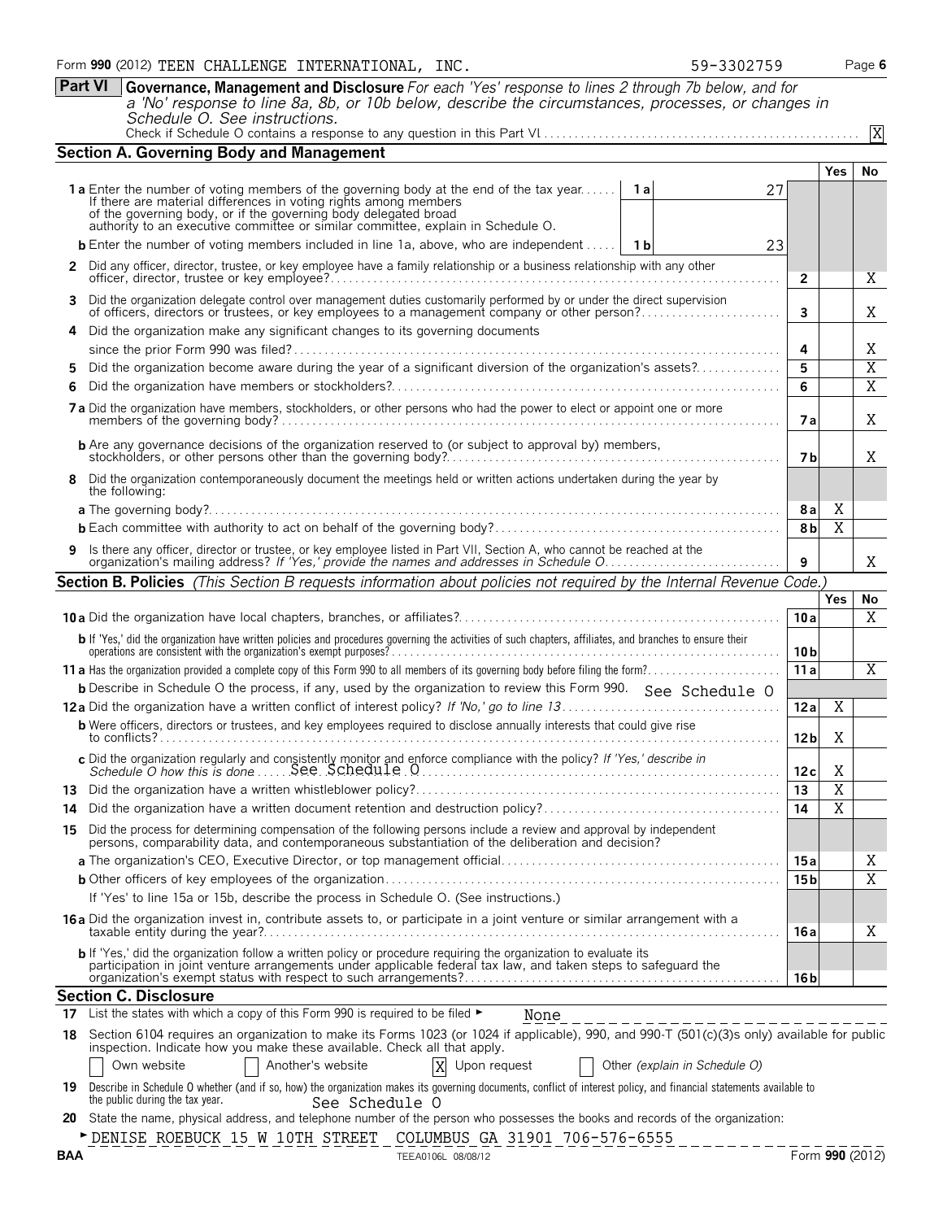Form **990** (2012) TEEN CHALLENGE INTERNATIONAL, INC. 59-3302759 Page **6**

**Part VI** **Governance, Management and Disclosure** *For each 'Yes' response to lines 2 through 7b below, and for a 'No' response to line 8a, 8b, or 10b below, describe the circumstances, processes, or changes in Schedule O. See instructions.*

Check if Schedule O contains a response to any question in this Part VI . . . . . . . . . . . . . . . . . . . . [X]

## Section A. Governing Body and Management

| | | | Yes | No |
|---|---|---|---|---|
| **1a** Enter the number of voting members of the governing body at the end of the tax year. If there are material differences in voting rights among members of the governing body, or if the governing body delegated broad authority to an executive committee or similar committee, explain in Schedule O. | **1a** 27 | | | |
| **b** Enter the number of voting members included in line 1a, above, who are independent | **1b** 23 | | | |
| **2** Did any officer, director, trustee, or key employee have a family relationship or a business relationship with any other officer, director, trustee or key employee? | | **2** | | X |
| **3** Did the organization delegate control over management duties customarily performed by or under the direct supervision of officers, directors or trustees, or key employees to a management company or other person? | | **3** | | X |
| **4** Did the organization make any significant changes to its governing documents since the prior Form 990 was filed? | | **4** | | X |
| **5** Did the organization become aware during the year of a significant diversion of the organization's assets? | | **5** | | X |
| **6** Did the organization have members or stockholders? | | **6** | | X |
| **7a** Did the organization have members, stockholders, or other persons who had the power to elect or appoint one or more members of the governing body? | | **7a** | | X |
| **b** Are any governance decisions of the organization reserved to (or subject to approval by) members, stockholders, or other persons other than the governing body? | | **7b** | | X |
| **8** Did the organization contemporaneously document the meetings held or written actions undertaken during the year by the following: | | | | |
| **a** The governing body? | | **8a** | X | |
| **b** Each committee with authority to act on behalf of the governing body? | | **8b** | X | |
| **9** Is there any officer, director or trustee, or key employee listed in Part VII, Section A, who cannot be reached at the organization's mailing address? *If 'Yes,' provide the names and addresses in Schedule O* | | **9** | | X |

## Section B. Policies *(This Section B requests information about policies not required by the Internal Revenue Code.)*

| | | Yes | No |
|---|---|---|---|
| **10a** Did the organization have local chapters, branches, or affiliates? | **10a** | | X |
| **b** If 'Yes,' did the organization have written policies and procedures governing the activities of such chapters, affiliates, and branches to ensure their operations are consistent with the organization's exempt purposes? | **10b** | | |
| **11a** Has the organization provided a complete copy of this Form 990 to all members of its governing body before filing the form? | **11a** | | X |
| **b** Describe in Schedule O the process, if any, used by the organization to review this Form 990. See Schedule O | | | |
| **12a** Did the organization have a written conflict of interest policy? *If 'No,' go to line 13* | **12a** | X | |
| **b** Were officers, directors or trustees, and key employees required to disclose annually interests that could give rise to conflicts? | **12b** | X | |
| **c** Did the organization regularly and consistently monitor and enforce compliance with the policy? *If 'Yes,' describe in Schedule O how this is done* See Schedule O | **12c** | X | |
| **13** Did the organization have a written whistleblower policy? | **13** | X | |
| **14** Did the organization have a written document retention and destruction policy? | **14** | X | |
| **15** Did the process for determining compensation of the following persons include a review and approval by independent persons, comparability data, and contemporaneous substantiation of the deliberation and decision? | | | |
| **a** The organization's CEO, Executive Director, or top management official | **15a** | | X |
| **b** Other officers of key employees of the organization | **15b** | | X |
| If 'Yes' to line 15a or 15b, describe the process in Schedule O. (See instructions.) | | | |
| **16a** Did the organization invest in, contribute assets to, or participate in a joint venture or similar arrangement with a taxable entity during the year? | **16a** | | X |
| **b** If 'Yes,' did the organization follow a written policy or procedure requiring the organization to evaluate its participation in joint venture arrangements under applicable federal tax law, and taken steps to safeguard the organization's exempt status with respect to such arrangements? | **16b** | | |

## Section C. Disclosure

**17** List the states with which a copy of this Form 990 is required to be filed ► None

**18** Section 6104 requires an organization to make its Forms 1023 (or 1024 if applicable), 990, and 990-T (501(c)(3)s only) available for public inspection. Indicate how you make these available. Check all that apply.

[ ] Own website [ ] Another's website [X] Upon request [ ] Other *(explain in Schedule O)*

**19** Describe in Schedule O whether (and if so, how) the organization makes its governing documents, conflict of interest policy, and financial statements available to the public during the tax year. See Schedule O

**20** State the name, physical address, and telephone number of the person who possesses the books and records of the organization:

► DENISE ROEBUCK 15 W 10TH STREET COLUMBUS GA 31901 706-576-6555

BAA TEEA0106L 08/08/12 Form **990** (2012)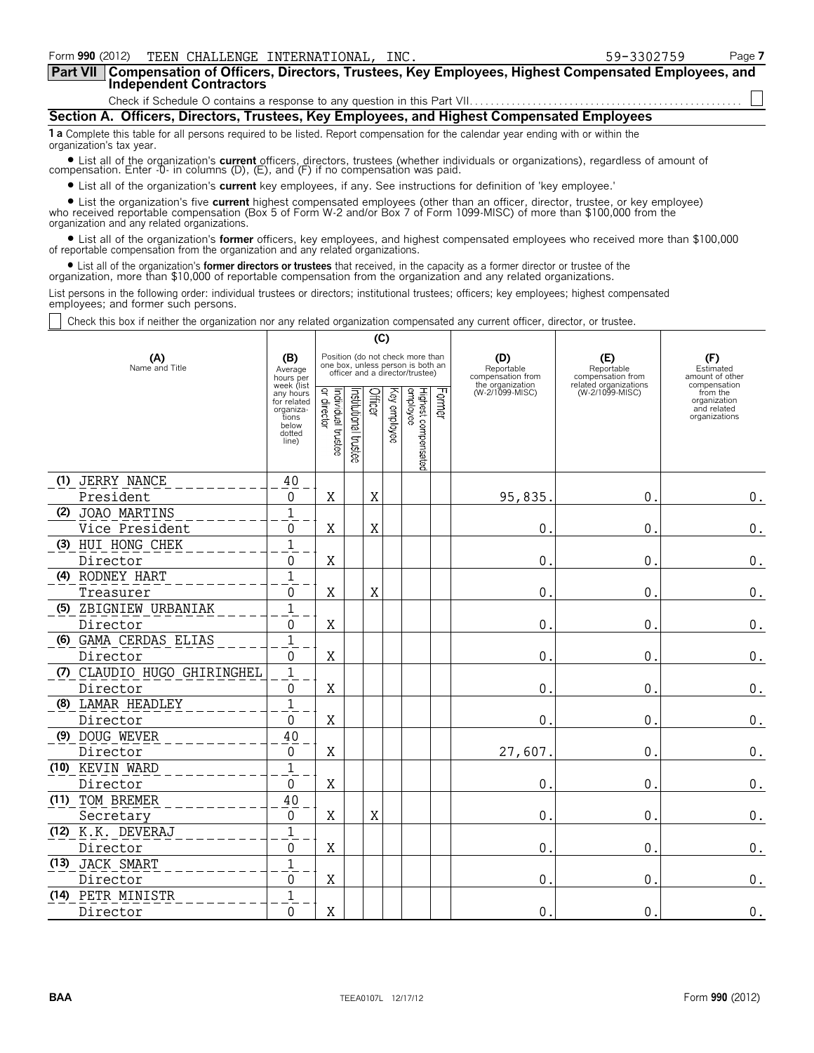Form **990** (2012) TEEN CHALLENGE INTERNATIONAL, INC. 59-3302759

## Part VII Compensation of Officers, Directors, Trustees, Key Employees, Highest Compensated Employees, and Independent Contractors

Check if Schedule O contains a response to any question in this Part VII ☐

### Section A. Officers, Directors, Trustees, Key Employees, and Highest Compensated Employees

**1 a** Complete this table for all persons required to be listed. Report compensation for the calendar year ending with or within the organization's tax year.

- List all of the organization's **current** officers, directors, trustees (whether individuals or organizations), regardless of amount of compensation. Enter -0- in columns (D), (E), and (F) if no compensation was paid.
- List all of the organization's **current** key employees, if any. See instructions for definition of 'key employee.'
- List the organization's five **current** highest compensated employees (other than an officer, director, trustee, or key employee) who received reportable compensation (Box 5 of Form W-2 and/or Box 7 of Form 1099-MISC) of more than $100,000 from the organization and any related organizations.
- List all of the organization's **former** officers, key employees, and highest compensated employees who received more than $100,000 of reportable compensation from the organization and any related organizations.
- List all of the organization's **former directors or trustees** that received, in the capacity as a former director or trustee of the organization, more than $10,000 of reportable compensation from the organization and any related organizations.

List persons in the following order: individual trustees or directors; institutional trustees; officers; key employees; highest compensated employees; and former such persons.

☐ Check this box if neither the organization nor any related organization compensated any current officer, director, or trustee.

| (A) Name and Title | (B) Average hours per week (list any hours for related organizations below dotted line) | (C) Position (do not check more than one box, unless person is both an officer and a director/trustee) | | | | | | (D) Reportable compensation from the organization (W-2/1099-MISC) | (E) Reportable compensation from related organizations (W-2/1099-MISC) | (F) Estimated amount of other compensation from the organization and related organizations |
|---|---|---|---|---|---|---|---|---|---|---|
| | | Individual trustee or director | Institutional trustee | Officer | Key employee | Highest compensated employee | Former | | | |
| (1) JERRY NANCE<br>President | 40<br>0 | X | | X | | | | 95,835. | 0. | 0. |
| (2) JOAO MARTINS<br>Vice President | 1<br>0 | X | | X | | | | 0. | 0. | 0. |
| (3) HUI HONG CHEK<br>Director | 1<br>0 | X | | | | | | 0. | 0. | 0. |
| (4) RODNEY HART<br>Treasurer | 1<br>0 | X | | X | | | | 0. | 0. | 0. |
| (5) ZBIGNIEW URBANIAK<br>Director | 1<br>0 | X | | | | | | 0. | 0. | 0. |
| (6) GAMA CERDAS ELIAS<br>Director | 1<br>0 | X | | | | | | 0. | 0. | 0. |
| (7) CLAUDIO HUGO GHIRINGHEL<br>Director | 1<br>0 | X | | | | | | 0. | 0. | 0. |
| (8) LAMAR HEADLEY<br>Director | 1<br>0 | X | | | | | | 0. | 0. | 0. |
| (9) DOUG WEVER<br>Director | 40<br>0 | X | | | | | | 27,607. | 0. | 0. |
| (10) KEVIN WARD<br>Director | 1<br>0 | X | | | | | | 0. | 0. | 0. |
| (11) TOM BREMER<br>Secretary | 40<br>0 | X | | X | | | | 0. | 0. | 0. |
| (12) K.K. DEVERAJ<br>Director | 1<br>0 | X | | | | | | 0. | 0. | 0. |
| (13) JACK SMART<br>Director | 1<br>0 | X | | | | | | 0. | 0. | 0. |
| (14) PETR MINISTR<br>Director | 1<br>0 | X | | | | | | 0. | 0. | 0. |

BAA TEEA0107L 12/17/12 Form **990** (2012)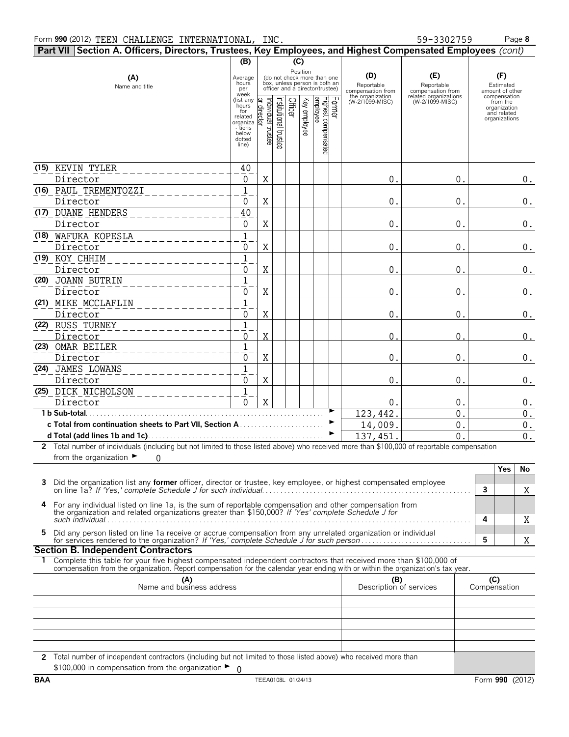Form **990** (2012) TEEN CHALLENGE INTERNATIONAL, INC. 59-3302759 Page **8**

**Part VII Section A. Officers, Directors, Trustees, Key Employees, and Highest Compensated Employees** *(cont)*

| (A) Name and title | (B) Average hours per week (list any hours for related organizations below dotted line) | (C) Position: Individual trustee or director | Institutional trustee | Officer | Key employee | Highest compensated employee | Former | (D) Reportable compensation from the organization (W-2/1099-MISC) | (E) Reportable compensation from related organizations (W-2/1099-MISC) | (F) Estimated amount of other compensation from the organization and related organizations |
|---|---|---|---|---|---|---|---|---|---|---|
| (15) KEVIN TYLER<br>Director | 40<br>0 | X | | | | | | 0. | 0. | 0. |
| (16) PAUL TREMENTOZZI<br>Director | 1<br>0 | X | | | | | | 0. | 0. | 0. |
| (17) DUANE HENDERS<br>Director | 40<br>0 | X | | | | | | 0. | 0. | 0. |
| (18) WAFUKA KOPESLA<br>Director | 1<br>0 | X | | | | | | 0. | 0. | 0. |
| (19) KOY CHHIM<br>Director | 1<br>0 | X | | | | | | 0. | 0. | 0. |
| (20) JOANN BUTRIN<br>Director | 1<br>0 | X | | | | | | 0. | 0. | 0. |
| (21) MIKE MCCLAFLIN<br>Director | 1<br>0 | X | | | | | | 0. | 0. | 0. |
| (22) RUSS TURNEY<br>Director | 1<br>0 | X | | | | | | 0. | 0. | 0. |
| (23) OMAR BEILER<br>Director | 1<br>0 | X | | | | | | 0. | 0. | 0. |
| (24) JAMES LOWANS<br>Director | 1<br>0 | X | | | | | | 0. | 0. | 0. |
| (25) DICK NICHOLSON<br>Director | 1<br>0 | X | | | | | | 0. | 0. | 0. |
| **1 b Sub-total** | | | | | | | | 123,442. | 0. | 0. |
| **c Total from continuation sheets to Part VII, Section A** | | | | | | | | 14,009. | 0. | 0. |
| **d Total (add lines 1b and 1c)** | | | | | | | | 137,451. | 0. | 0. |

**2** Total number of individuals (including but not limited to those listed above) who received more than $100,000 of reportable compensation from the organization ► 0

| | | Yes | No |
|---|---|---|---|
| **3** Did the organization list any **former** officer, director or trustee, key employee, or highest compensated employee on line 1a? *If 'Yes,' complete Schedule J for such individual* | 3 | | X |
| **4** For any individual listed on line 1a, is the sum of reportable compensation and other compensation from the organization and related organizations greater than $150,000? *If 'Yes' complete Schedule J for such individual* | 4 | | X |
| **5** Did any person listed on line 1a receive or accrue compensation from any unrelated organization or individual for services rendered to the organization? *If 'Yes,' complete Schedule J for such person* | 5 | | X |

**Section B. Independent Contractors**

**1** Complete this table for your five highest compensated independent contractors that received more than $100,000 of compensation from the organization. Report compensation for the calendar year ending with or within the organization's tax year.

| (A) Name and business address | (B) Description of services | (C) Compensation |
|---|---|---|
| | | |
| | | |
| | | |
| | | |
| | | |

**2** Total number of independent contractors (including but not limited to those listed above) who received more than $100,000 in compensation from the organization ► 0

**BAA** TEEA0108L 01/24/13 Form **990** (2012)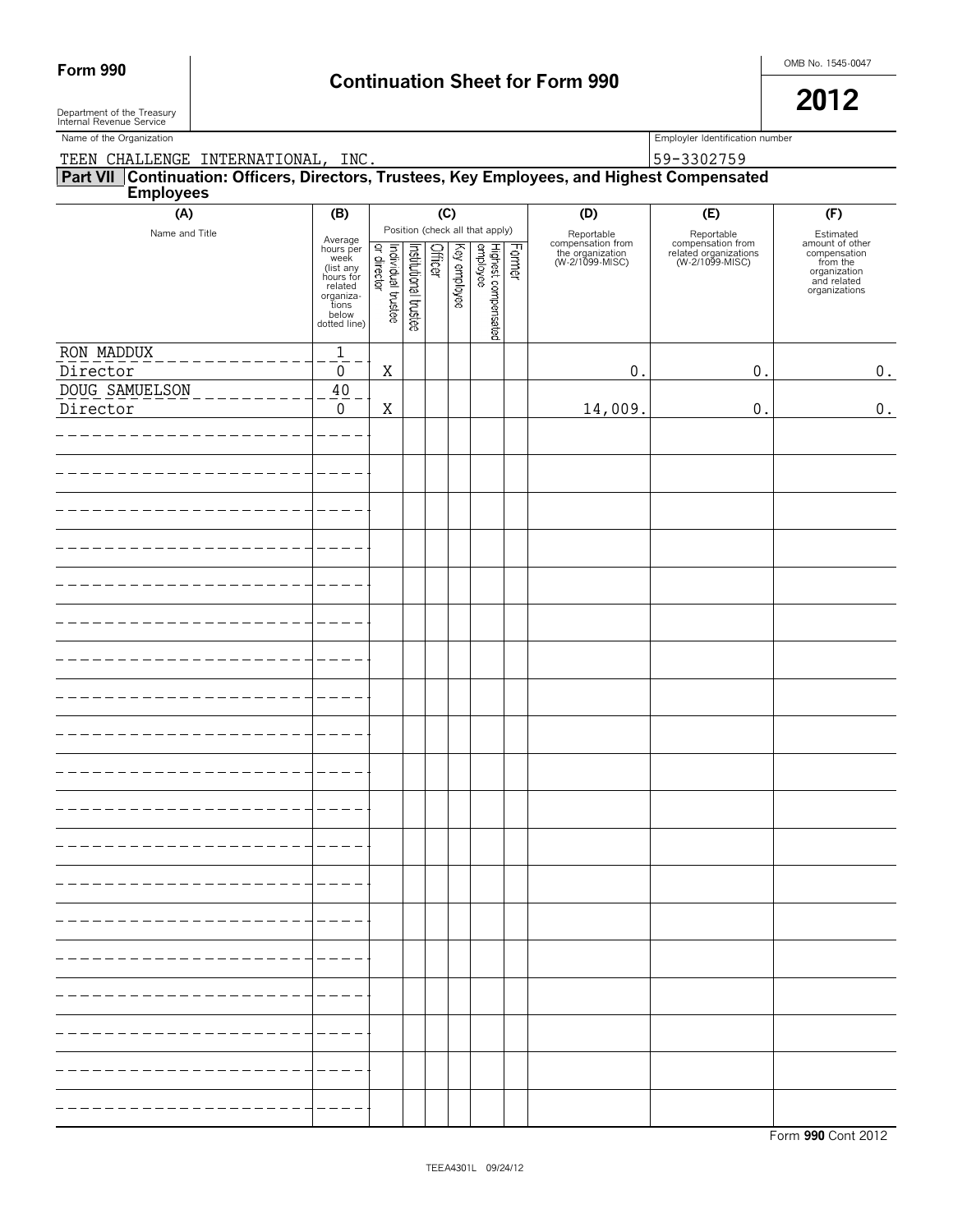**Form 990** — Department of the Treasury, Internal Revenue Service

# Continuation Sheet for Form 990

OMB No. 1545-0047

**2012**

Name of the Organization: TEEN CHALLENGE INTERNATIONAL, INC.

Employer Identification number: 59-3302759

## Part VII Continuation: Officers, Directors, Trustees, Key Employees, and Highest Compensated Employees

| (A) Name and Title | (B) Average hours per week (list any hours for related organizations below dotted line) | (C) Position (check all that apply): Individual trustee or director | Institutional trustee | Officer | Key employee | Highest compensated employee | Former | (D) Reportable compensation from the organization (W-2/1099-MISC) | (E) Reportable compensation from related organizations (W-2/1099-MISC) | (F) Estimated amount of other compensation from the organization and related organizations |
|---|---|---|---|---|---|---|---|---|---|---|
| RON MADDUX<br>Director | 1<br>0 | X | | | | | | 0. | 0. | 0. |
| DOUG SAMUELSON<br>Director | 40<br>0 | X | | | | | | 14,009. | 0. | 0. |

Form **990** Cont 2012

TEEA4301L 09/24/12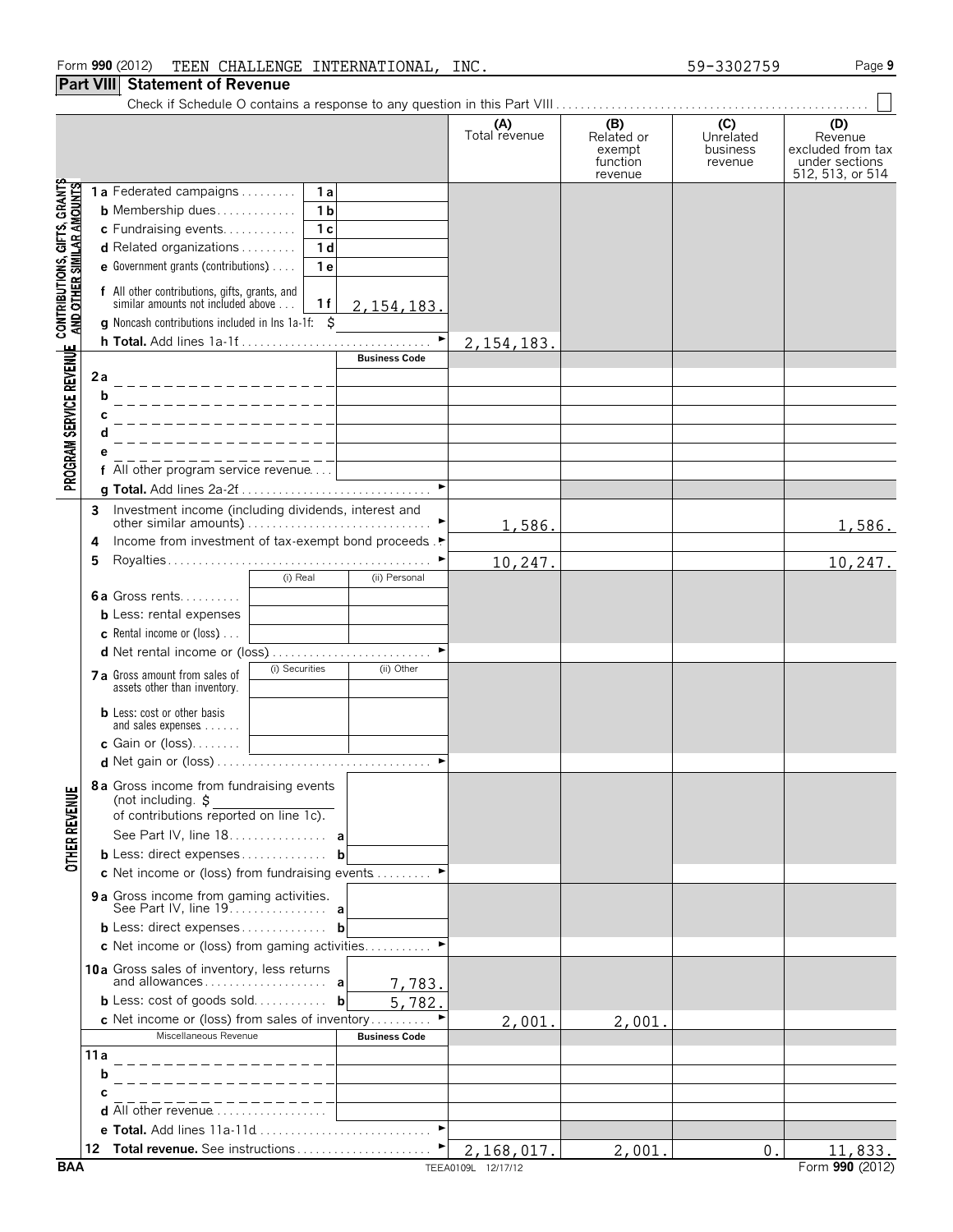Form 990 (2012) TEEN CHALLENGE INTERNATIONAL, INC. 59-3302759

## Part VIII Statement of Revenue

Check if Schedule O contains a response to any question in this Part VIII . . . . . ☐

| | | | | (A) Total revenue | (B) Related or exempt function revenue | (C) Unrelated business revenue | (D) Revenue excluded from tax under sections 512, 513, or 514 |
|---|---|---|---|---|---|---|---|
| **CONTRIBUTIONS, GIFTS, GRANTS AND OTHER SIMILAR AMOUNTS** | 1a Federated campaigns | 1a | | | | | |
| | b Membership dues | 1b | | | | | |
| | c Fundraising events | 1c | | | | | |
| | d Related organizations | 1d | | | | | |
| | e Government grants (contributions) | 1e | | | | | |
| | f All other contributions, gifts, grants, and similar amounts not included above | 1f | 2,154,183. | | | | |
| | g Noncash contributions included in lns 1a-1f: $ | | | | | | |
| | h Total. Add lines 1a-1f | | | 2,154,183. | | | |
| **PROGRAM SERVICE REVENUE** | | | Business Code | | | | |
| | 2a | | | | | | |
| | b | | | | | | |
| | c | | | | | | |
| | d | | | | | | |
| | e | | | | | | |
| | f All other program service revenue | | | | | | |
| | g Total. Add lines 2a-2f | | | | | | |
| **OTHER REVENUE** | 3 Investment income (including dividends, interest and other similar amounts) | | | 1,586. | | | 1,586. |
| | 4 Income from investment of tax-exempt bond proceeds | | | | | | |
| | 5 Royalties | | | 10,247. | | | 10,247. |
| | | (i) Real | (ii) Personal | | | | |
| | 6a Gross rents | | | | | | |
| | b Less: rental expenses | | | | | | |
| | c Rental income or (loss) | | | | | | |
| | d Net rental income or (loss) | | | | | | |
| | | (i) Securities | (ii) Other | | | | |
| | 7a Gross amount from sales of assets other than inventory | | | | | | |
| | b Less: cost or other basis and sales expenses | | | | | | |
| | c Gain or (loss) | | | | | | |
| | d Net gain or (loss) | | | | | | |
| | 8a Gross income from fundraising events (not including $ of contributions reported on line 1c). See Part IV, line 18 | a | | | | | |
| | b Less: direct expenses | b | | | | | |
| | c Net income or (loss) from fundraising events | | | | | | |
| | 9a Gross income from gaming activities. See Part IV, line 19 | a | | | | | |
| | b Less: direct expenses | b | | | | | |
| | c Net income or (loss) from gaming activities | | | | | | |
| | 10a Gross sales of inventory, less returns and allowances | a | 7,783. | | | | |
| | b Less: cost of goods sold | b | 5,782. | | | | |
| | c Net income or (loss) from sales of inventory | | | 2,001. | 2,001. | | |
| | Miscellaneous Revenue | | Business Code | | | | |
| | 11a | | | | | | |
| | b | | | | | | |
| | c | | | | | | |
| | d All other revenue | | | | | | |
| | e Total. Add lines 11a-11d | | | | | | |
| | 12 Total revenue. See instructions | | | 2,168,017. | 2,001. | 0. | 11,833. |

BAA TEEA0109L 12/17/12 Form 990 (2012)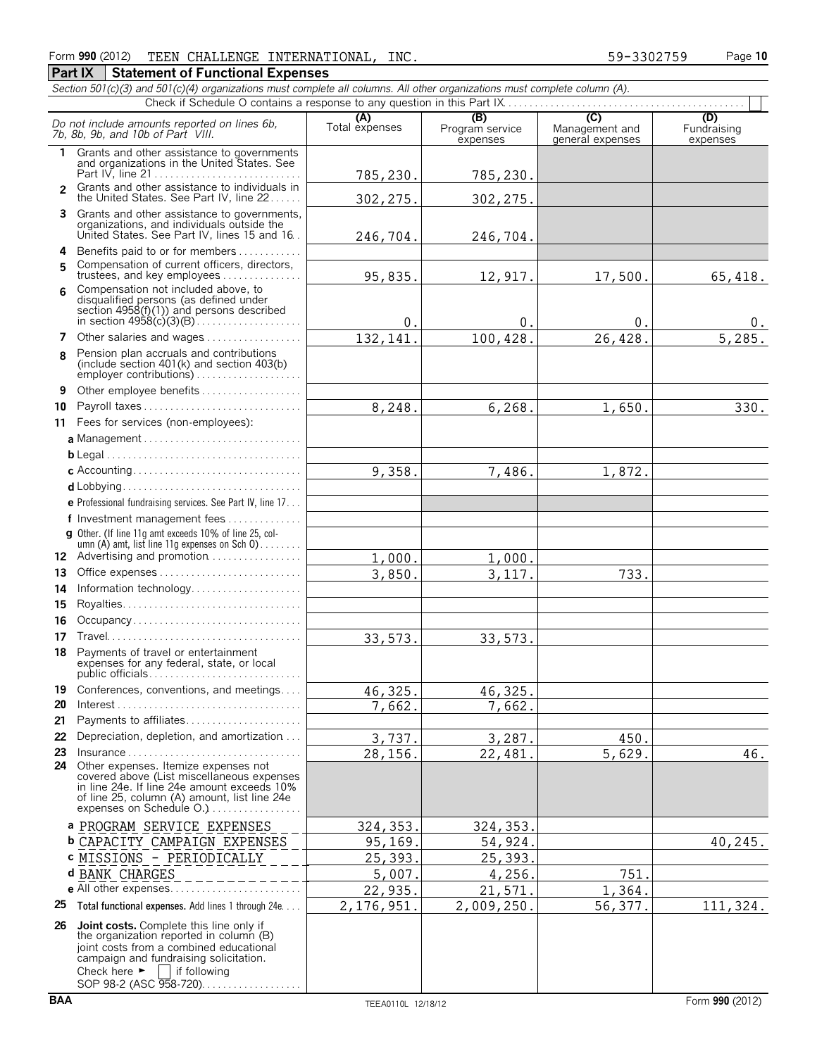Form **990** (2012) TEEN CHALLENGE INTERNATIONAL, INC. 59-3302759 Page **10**

## Part IX Statement of Functional Expenses

*Section 501(c)(3) and 501(c)(4) organizations must complete all columns. All other organizations must complete column (A).*

Check if Schedule O contains a response to any question in this Part IX. [ ]

| *Do not include amounts reported on lines 6b, 7b, 8b, 9b, and 10b of Part VIII.* | (A) Total expenses | (B) Program service expenses | (C) Management and general expenses | (D) Fundraising expenses |
|---|---|---|---|---|
| **1** Grants and other assistance to governments and organizations in the United States. See Part IV, line 21 | 785,230. | 785,230. | | |
| **2** Grants and other assistance to individuals in the United States. See Part IV, line 22 | 302,275. | 302,275. | | |
| **3** Grants and other assistance to governments, organizations, and individuals outside the United States. See Part IV, lines 15 and 16 | 246,704. | 246,704. | | |
| **4** Benefits paid to or for members | | | | |
| **5** Compensation of current officers, directors, trustees, and key employees | 95,835. | 12,917. | 17,500. | 65,418. |
| **6** Compensation not included above, to disqualified persons (as defined under section 4958(f)(1)) and persons described in section 4958(c)(3)(B) | 0. | 0. | 0. | 0. |
| **7** Other salaries and wages | 132,141. | 100,428. | 26,428. | 5,285. |
| **8** Pension plan accruals and contributions (include section 401(k) and section 403(b) employer contributions) | | | | |
| **9** Other employee benefits | | | | |
| **10** Payroll taxes | 8,248. | 6,268. | 1,650. | 330. |
| **11** Fees for services (non-employees): | | | | |
| **a** Management | | | | |
| **b** Legal | | | | |
| **c** Accounting | 9,358. | 7,486. | 1,872. | |
| **d** Lobbying | | | | |
| **e** Professional fundraising services. See Part IV, line 17 | | | | |
| **f** Investment management fees | | | | |
| **g** Other. (If line 11g amt exceeds 10% of line 25, column (A) amt, list line 11g expenses on Sch O) | | | | |
| **12** Advertising and promotion | 1,000. | 1,000. | | |
| **13** Office expenses | 3,850. | 3,117. | 733. | |
| **14** Information technology | | | | |
| **15** Royalties | | | | |
| **16** Occupancy | | | | |
| **17** Travel | 33,573. | 33,573. | | |
| **18** Payments of travel or entertainment expenses for any federal, state, or local public officials | | | | |
| **19** Conferences, conventions, and meetings | 46,325. | 46,325. | | |
| **20** Interest | 7,662. | 7,662. | | |
| **21** Payments to affiliates | | | | |
| **22** Depreciation, depletion, and amortization | 3,737. | 3,287. | 450. | |
| **23** Insurance | 28,156. | 22,481. | 5,629. | 46. |
| **24** Other expenses. Itemize expenses not covered above (List miscellaneous expenses in line 24e. If line 24e amount exceeds 10% of line 25, column (A) amount, list line 24e expenses on Schedule O.) | | | | |
| **a** PROGRAM SERVICE EXPENSES | 324,353. | 324,353. | | |
| **b** CAPACITY CAMPAIGN EXPENSES | 95,169. | 54,924. | | 40,245. |
| **c** MISSIONS - PERIODICALLY | 25,393. | 25,393. | | |
| **d** BANK CHARGES | 5,007. | 4,256. | 751. | |
| **e** All other expenses | 22,935. | 21,571. | 1,364. | |
| **25 Total functional expenses.** Add lines 1 through 24e | 2,176,951. | 2,009,250. | 56,377. | 111,324. |
| **26 Joint costs.** Complete this line only if the organization reported in column (B) joint costs from a combined educational campaign and fundraising solicitation. Check here ► [ ] if following SOP 98-2 (ASC 958-720) | | | | |

BAA TEEA0110L 12/18/12 Form **990** (2012)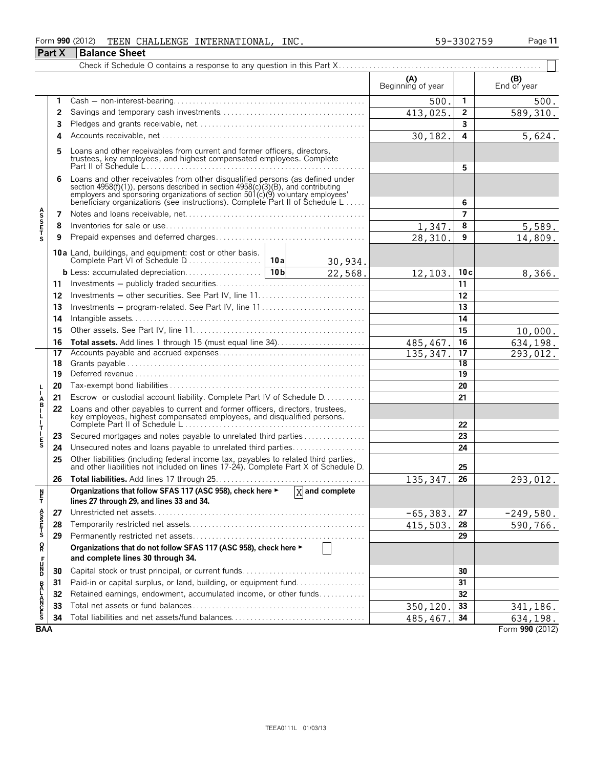Form **990** (2012) TEEN CHALLENGE INTERNATIONAL, INC. 59-3302759 Page **11**

## Part X Balance Sheet

Check if Schedule O contains a response to any question in this Part X . . . . ☐

| | | | (A) Beginning of year | | (B) End of year |
|---|---|---|---|---|---|
| **Assets** | 1 | Cash — non-interest-bearing | 500. | 1 | 500. |
| | 2 | Savings and temporary cash investments | 413,025. | 2 | 589,310. |
| | 3 | Pledges and grants receivable, net | | 3 | |
| | 4 | Accounts receivable, net | 30,182. | 4 | 5,624. |
| | 5 | Loans and other receivables from current and former officers, directors, trustees, key employees, and highest compensated employees. Complete Part II of Schedule L | | 5 | |
| | 6 | Loans and other receivables from other disqualified persons (as defined under section 4958(f)(1)), persons described in section 4958(c)(3)(B), and contributing employers and sponsoring organizations of section 501(c)(9) voluntary employees' beneficiary organizations (see instructions). Complete Part II of Schedule L | | 6 | |
| | 7 | Notes and loans receivable, net | | 7 | |
| | 8 | Inventories for sale or use | 1,347. | 8 | 5,589. |
| | 9 | Prepaid expenses and deferred charges | 28,310. | 9 | 14,809. |
| | 10a | Land, buildings, and equipment: cost or other basis. Complete Part VI of Schedule D . . . 10a 30,934. | | | |
| | b | Less: accumulated depreciation . . . 10b 22,568. | 12,103. | 10c | 8,366. |
| | 11 | Investments — publicly traded securities | | 11 | |
| | 12 | Investments — other securities. See Part IV, line 11 | | 12 | |
| | 13 | Investments — program-related. See Part IV, line 11 | | 13 | |
| | 14 | Intangible assets | | 14 | |
| | 15 | Other assets. See Part IV, line 11 | | 15 | 10,000. |
| | 16 | **Total assets.** Add lines 1 through 15 (must equal line 34) | 485,467. | 16 | 634,198. |
| **Liabilities** | 17 | Accounts payable and accrued expenses | 135,347. | 17 | 293,012. |
| | 18 | Grants payable | | 18 | |
| | 19 | Deferred revenue | | 19 | |
| | 20 | Tax-exempt bond liabilities | | 20 | |
| | 21 | Escrow or custodial account liability. Complete Part IV of Schedule D | | 21 | |
| | 22 | Loans and other payables to current and former officers, directors, trustees, key employees, highest compensated employees, and disqualified persons. Complete Part II of Schedule L | | 22 | |
| | 23 | Secured mortgages and notes payable to unrelated third parties | | 23 | |
| | 24 | Unsecured notes and loans payable to unrelated third parties | | 24 | |
| | 25 | Other liabilities (including federal income tax, payables to related third parties, and other liabilities not included on lines 17-24). Complete Part X of Schedule D | | 25 | |
| | 26 | **Total liabilities.** Add lines 17 through 25 | 135,347. | 26 | 293,012. |
| **Net Assets or Fund Balances** | | **Organizations that follow SFAS 117 (ASC 958), check here ► ☒ and complete lines 27 through 29, and lines 33 and 34.** | | | |
| | 27 | Unrestricted net assets | -65,383. | 27 | -249,580. |
| | 28 | Temporarily restricted net assets | 415,503. | 28 | 590,766. |
| | 29 | Permanently restricted net assets | | 29 | |
| | | **Organizations that do not follow SFAS 117 (ASC 958), check here ► ☐ and complete lines 30 through 34.** | | | |
| | 30 | Capital stock or trust principal, or current funds | | 30 | |
| | 31 | Paid-in or capital surplus, or land, building, or equipment fund | | 31 | |
| | 32 | Retained earnings, endowment, accumulated income, or other funds | | 32 | |
| | 33 | Total net assets or fund balances | 350,120. | 33 | 341,186. |
| | 34 | Total liabilities and net assets/fund balances | 485,467. | 34 | 634,198. |

BAA Form **990** (2012)

TEEA0111L 01/03/13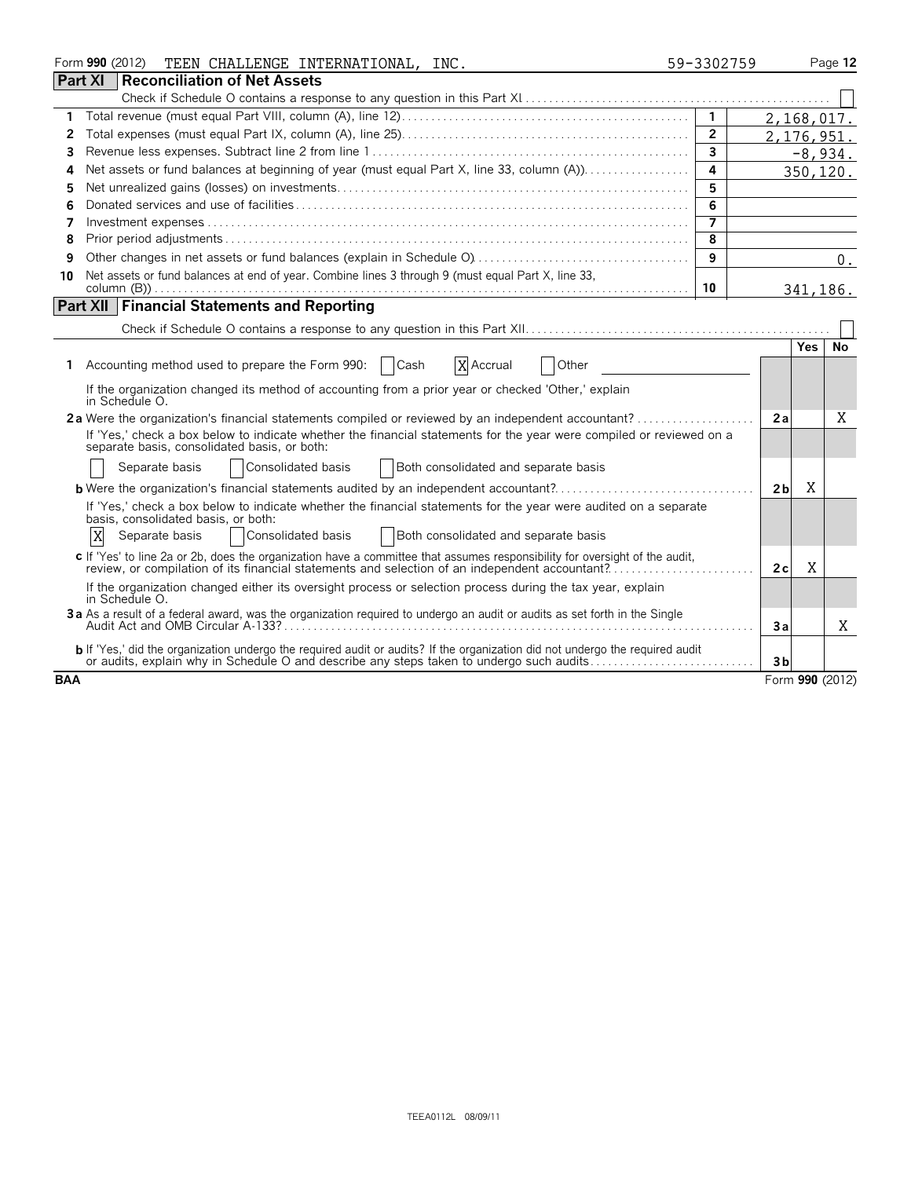Form **990** (2012) TEEN CHALLENGE INTERNATIONAL, INC. 59-3302759 Page **12**

## Part XI Reconciliation of Net Assets

Check if Schedule O contains a response to any question in this Part XI ☐

| | | | |
|---|---|---|---|
| 1 | Total revenue (must equal Part VIII, column (A), line 12) | 1 | 2,168,017. |
| 2 | Total expenses (must equal Part IX, column (A), line 25) | 2 | 2,176,951. |
| 3 | Revenue less expenses. Subtract line 2 from line 1 | 3 | -8,934. |
| 4 | Net assets or fund balances at beginning of year (must equal Part X, line 33, column (A)) | 4 | 350,120. |
| 5 | Net unrealized gains (losses) on investments | 5 | |
| 6 | Donated services and use of facilities | 6 | |
| 7 | Investment expenses | 7 | |
| 8 | Prior period adjustments | 8 | |
| 9 | Other changes in net assets or fund balances (explain in Schedule O) | 9 | 0. |
| 10 | Net assets or fund balances at end of year. Combine lines 3 through 9 (must equal Part X, line 33, column (B)) | 10 | 341,186. |

## Part XII Financial Statements and Reporting

Check if Schedule O contains a response to any question in this Part XII ☐

| | | | Yes | No |
|---|---|---|---|---|
| **1** | Accounting method used to prepare the Form 990: ☐ Cash ☒ Accrual ☐ Other | | | |
| | If the organization changed its method of accounting from a prior year or checked 'Other,' explain in Schedule O. | | | |
| **2a** | Were the organization's financial statements compiled or reviewed by an independent accountant? | 2a | | X |
| | If 'Yes,' check a box below to indicate whether the financial statements for the year were compiled or reviewed on a separate basis, consolidated basis, or both: ☐ Separate basis ☐ Consolidated basis ☐ Both consolidated and separate basis | | | |
| **b** | Were the organization's financial statements audited by an independent accountant? | 2b | X | |
| | If 'Yes,' check a box below to indicate whether the financial statements for the year were audited on a separate basis, consolidated basis, or both: ☒ Separate basis ☐ Consolidated basis ☐ Both consolidated and separate basis | | | |
| **c** | If 'Yes' to line 2a or 2b, does the organization have a committee that assumes responsibility for oversight of the audit, review, or compilation of its financial statements and selection of an independent accountant? | 2c | X | |
| | If the organization changed either its oversight process or selection process during the tax year, explain in Schedule O. | | | |
| **3a** | As a result of a federal award, was the organization required to undergo an audit or audits as set forth in the Single Audit Act and OMB Circular A-133? | 3a | | X |
| **b** | If 'Yes,' did the organization undergo the required audit or audits? If the organization did not undergo the required audit or audits, explain why in Schedule O and describe any steps taken to undergo such audits | 3b | | |

BAA Form **990** (2012)

TEEA0112L 08/09/11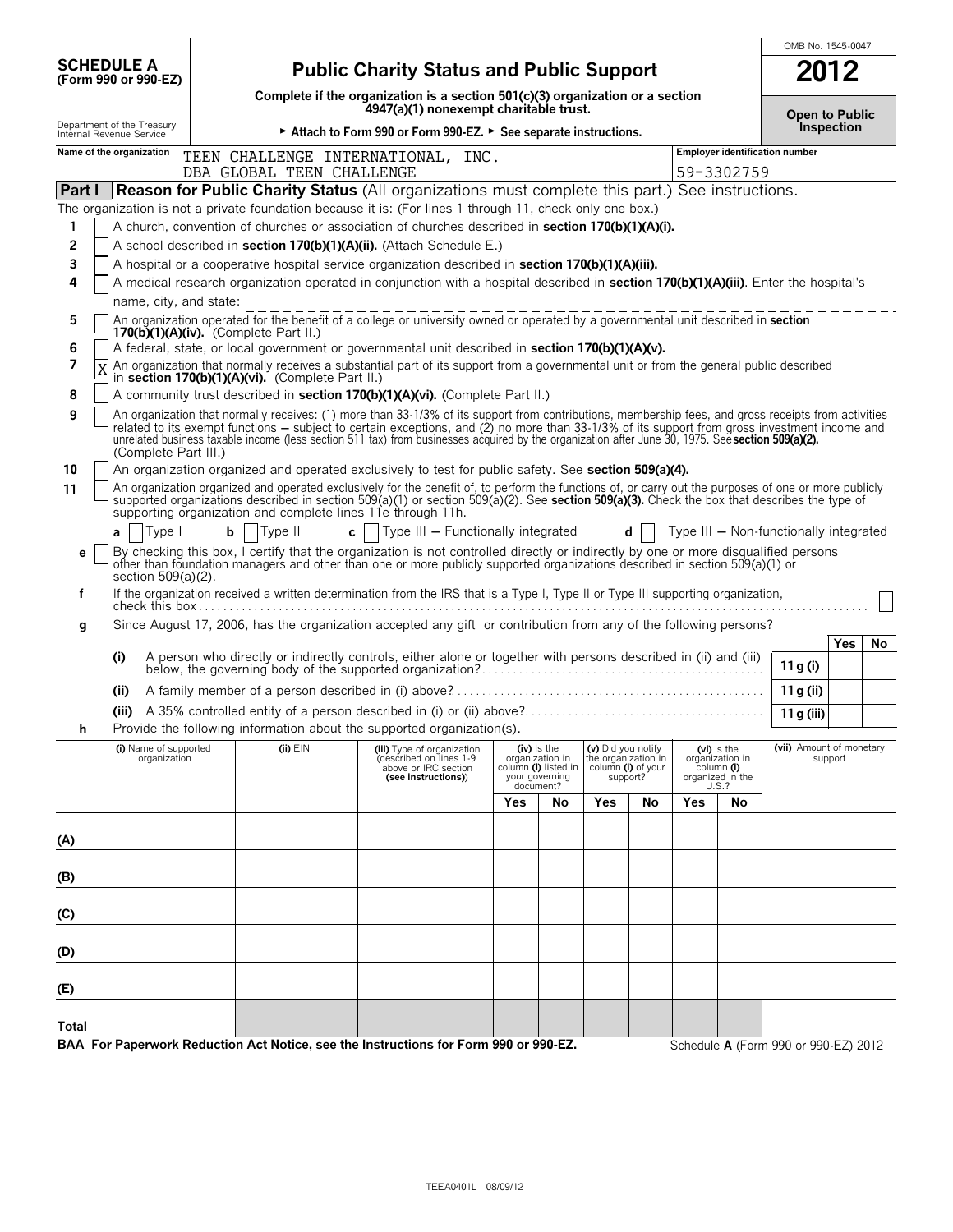**SCHEDULE A**
**(Form 990 or 990-EZ)**

Department of the Treasury
Internal Revenue Service

# Public Charity Status and Public Support

**Complete if the organization is a section 501(c)(3) organization or a section 4947(a)(1) nonexempt charitable trust.**

► **Attach to Form 990 or Form 990-EZ.** ► **See separate instructions.**

OMB No. 1545-0047

**2012**

**Open to Public Inspection**

| Name of the organization | Employer identification number |
|---|---|
| TEEN CHALLENGE INTERNATIONAL, INC. DBA GLOBAL TEEN CHALLENGE | 59-3302759 |

## Part I — Reason for Public Charity Status (All organizations must complete this part.) See instructions.

The organization is not a private foundation because it is: (For lines 1 through 11, check only one box.)

1. [ ] A church, convention of churches or association of churches described in **section 170(b)(1)(A)(i).**
2. [ ] A school described in **section 170(b)(1)(A)(ii).** (Attach Schedule E.)
3. [ ] A hospital or a cooperative hospital service organization described in **section 170(b)(1)(A)(iii).**
4. [ ] A medical research organization operated in conjunction with a hospital described in **section 170(b)(1)(A)(iii)**. Enter the hospital's name, city, and state:
5. [ ] An organization operated for the benefit of a college or university owned or operated by a governmental unit described in **section 170(b)(1)(A)(iv).** (Complete Part II.)
6. [ ] A federal, state, or local government or governmental unit described in **section 170(b)(1)(A)(v).**
7. [X] An organization that normally receives a substantial part of its support from a governmental unit or from the general public described in **section 170(b)(1)(A)(vi).** (Complete Part II.)
8. [ ] A community trust described in **section 170(b)(1)(A)(vi).** (Complete Part II.)
9. [ ] An organization that normally receives: (1) more than 33-1/3% of its support from contributions, membership fees, and gross receipts from activities related to its exempt functions – subject to certain exceptions, and (2) no more than 33-1/3% of its support from gross investment income and unrelated business taxable income (less section 511 tax) from businesses acquired by the organization after June 30, 1975. See **section 509(a)(2).** (Complete Part III.)
10. [ ] An organization organized and operated exclusively to test for public safety. See **section 509(a)(4).**
11. [ ] An organization organized and operated exclusively for the benefit of, to perform the functions of, or carry out the purposes of one or more publicly supported organizations described in section 509(a)(1) or section 509(a)(2). See **section 509(a)(3).** Check the box that describes the type of supporting organization and complete lines 11e through 11h.

   **a** [ ] Type I  **b** [ ] Type II  **c** [ ] Type III – Functionally integrated  **d** [ ] Type III – Non-functionally integrated

   **e** [ ] By checking this box, I certify that the organization is not controlled directly or indirectly by one or more disqualified persons other than foundation managers and other than one or more publicly supported organizations described in section 509(a)(1) or section 509(a)(2).

   **f** If the organization received a written determination from the IRS that is a Type I, Type II or Type III supporting organization, check this box [ ]

   **g** Since August 17, 2006, has the organization accepted any gift or contribution from any of the following persons?

| | | | Yes | No |
|---|---|---|---|---|
| (i) | A person who directly or indirectly controls, either alone or together with persons described in (ii) and (iii) below, the governing body of the supported organization? | 11 g (i) | | |
| (ii) | A family member of a person described in (i) above? | 11 g (ii) | | |
| (iii) | A 35% controlled entity of a person described in (i) or (ii) above? | 11 g (iii) | | |

   **h** Provide the following information about the supported organization(s).

| (i) Name of supported organization | (ii) EIN | (iii) Type of organization (described on lines 1-9 above or IRC section (see instructions)) | (iv) Is the organization in column (i) listed in your governing document? | | (v) Did you notify the organization in column (i) of your support? | | (vi) Is the organization in column (i) organized in the U.S.? | | (vii) Amount of monetary support |
|---|---|---|---|---|---|---|---|---|---|
| | | | Yes | No | Yes | No | Yes | No | |
| (A) | | | | | | | | | |
| (B) | | | | | | | | | |
| (C) | | | | | | | | | |
| (D) | | | | | | | | | |
| (E) | | | | | | | | | |
| Total | | | | | | | | | |

**BAA For Paperwork Reduction Act Notice, see the Instructions for Form 990 or 990-EZ.**

Schedule **A** (Form 990 or 990-EZ) 2012

TEEA0401L 08/09/12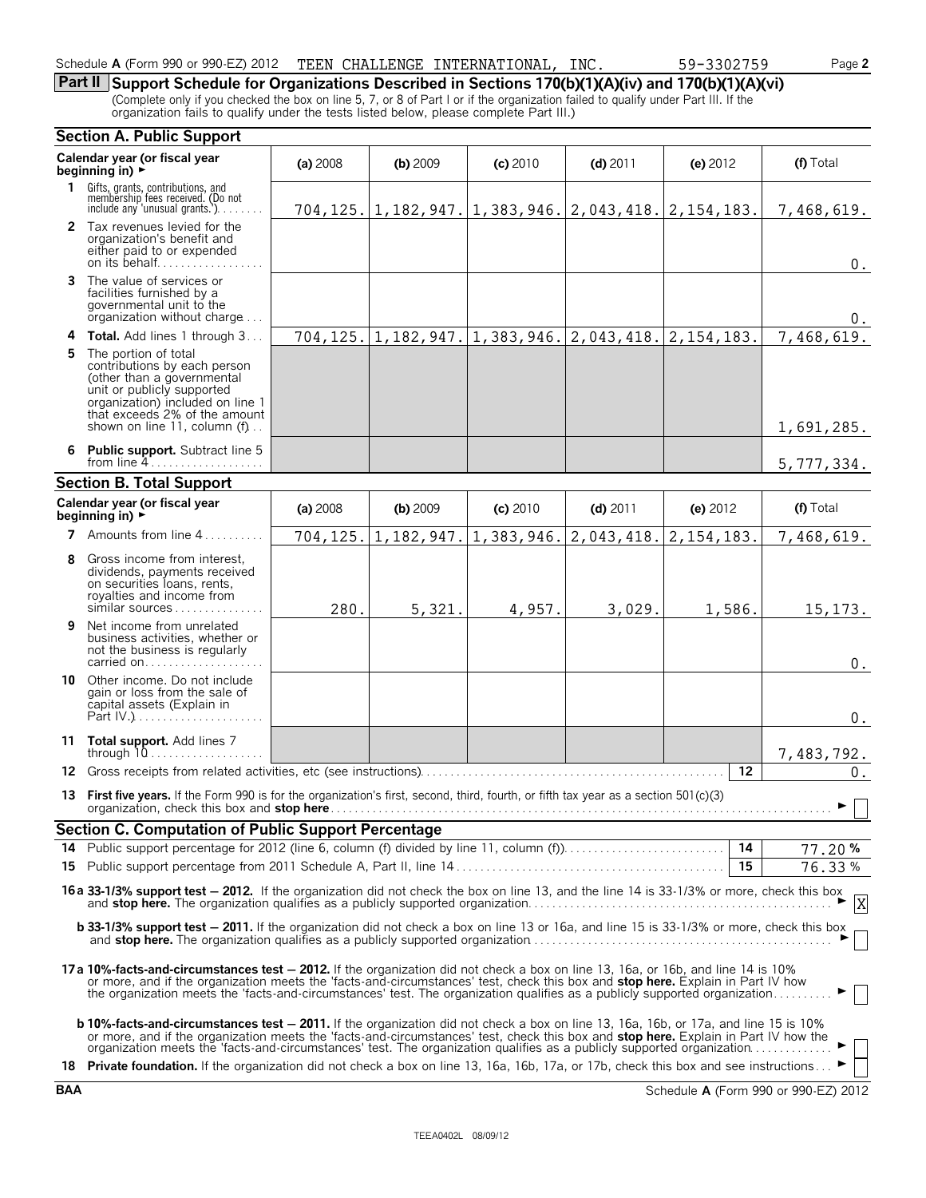Schedule **A** (Form 990 or 990-EZ) 2012 TEEN CHALLENGE INTERNATIONAL, INC. 59-3302759 Page **2**

## Part II Support Schedule for Organizations Described in Sections 170(b)(1)(A)(iv) and 170(b)(1)(A)(vi)

(Complete only if you checked the box on line 5, 7, or 8 of Part I or if the organization failed to qualify under Part III. If the organization fails to qualify under the tests listed below, please complete Part III.)

### Section A. Public Support

| Calendar year (or fiscal year beginning in) ► | (a) 2008 | (b) 2009 | (c) 2010 | (d) 2011 | (e) 2012 | (f) Total |
|---|---|---|---|---|---|---|
| **1** Gifts, grants, contributions, and membership fees received. (Do not include any 'unusual grants.') | 704,125. | 1,182,947. | 1,383,946. | 2,043,418. | 2,154,183. | 7,468,619. |
| **2** Tax revenues levied for the organization's benefit and either paid to or expended on its behalf | | | | | | 0. |
| **3** The value of services or facilities furnished by a governmental unit to the organization without charge | | | | | | 0. |
| **4 Total.** Add lines 1 through 3 | 704,125. | 1,182,947. | 1,383,946. | 2,043,418. | 2,154,183. | 7,468,619. |
| **5** The portion of total contributions by each person (other than a governmental unit or publicly supported organization) included on line 1 that exceeds 2% of the amount shown on line 11, column (f) | | | | | | 1,691,285. |
| **6 Public support.** Subtract line 5 from line 4 | | | | | | 5,777,334. |

### Section B. Total Support

| Calendar year (or fiscal year beginning in) ► | (a) 2008 | (b) 2009 | (c) 2010 | (d) 2011 | (e) 2012 | (f) Total |
|---|---|---|---|---|---|---|
| **7** Amounts from line 4 | 704,125. | 1,182,947. | 1,383,946. | 2,043,418. | 2,154,183. | 7,468,619. |
| **8** Gross income from interest, dividends, payments received on securities loans, rents, royalties and income from similar sources | 280. | 5,321. | 4,957. | 3,029. | 1,586. | 15,173. |
| **9** Net income from unrelated business activities, whether or not the business is regularly carried on | | | | | | 0. |
| **10** Other income. Do not include gain or loss from the sale of capital assets (Explain in Part IV.) | | | | | | 0. |
| **11 Total support.** Add lines 7 through 10 | | | | | | 7,483,792. |

**12** Gross receipts from related activities, etc (see instructions) **12** 0.

**13 First five years.** If the Form 990 is for the organization's first, second, third, fourth, or fifth tax year as a section 501(c)(3) organization, check this box and **stop here** ► ☐

### Section C. Computation of Public Support Percentage

**14** Public support percentage for 2012 (line 6, column (f) divided by line 11, column (f)) **14** 77.20 %

**15** Public support percentage from 2011 Schedule A, Part II, line 14 **15** 76.33 %

**16a 33-1/3% support test — 2012.** If the organization did not check the box on line 13, and the line 14 is 33-1/3% or more, check this box and **stop here.** The organization qualifies as a publicly supported organization ► ☒

**b 33-1/3% support test — 2011.** If the organization did not check a box on line 13 or 16a, and line 15 is 33-1/3% or more, check this box and **stop here.** The organization qualifies as a publicly supported organization ► ☐

**17a 10%-facts-and-circumstances test — 2012.** If the organization did not check a box on line 13, 16a, or 16b, and line 14 is 10% or more, and if the organization meets the 'facts-and-circumstances' test, check this box and **stop here.** Explain in Part IV how the organization meets the 'facts-and-circumstances' test. The organization qualifies as a publicly supported organization ► ☐

**b 10%-facts-and-circumstances test — 2011.** If the organization did not check a box on line 13, 16a, 16b, or 17a, and line 15 is 10% or more, and if the organization meets the 'facts-and-circumstances' test, check this box and **stop here.** Explain in Part IV how the organization meets the 'facts-and-circumstances' test. The organization qualifies as a publicly supported organization ► ☐

**18 Private foundation.** If the organization did not check a box on line 13, 16a, 16b, 17a, or 17b, check this box and see instructions ► ☐

**BAA** Schedule **A** (Form 990 or 990-EZ) 2012

TEEA0402L 08/09/12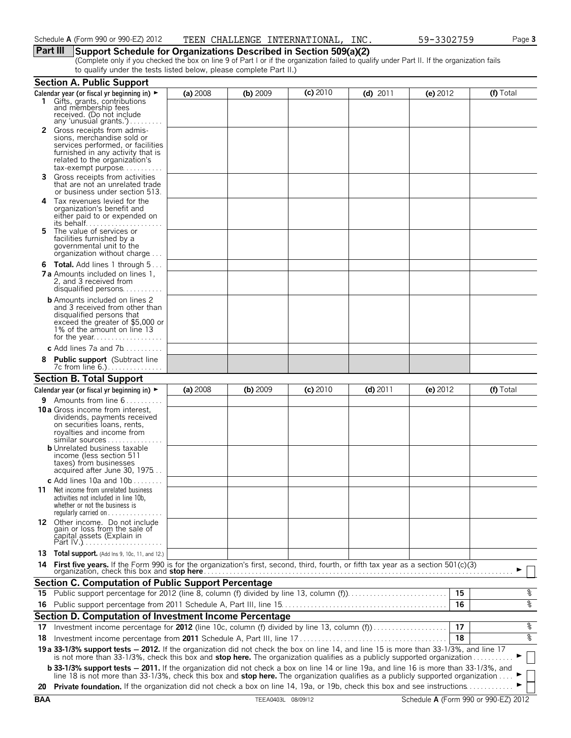Schedule **A** (Form 990 or 990-EZ) 2012 TEEN CHALLENGE INTERNATIONAL, INC. 59-3302759 Page **3**

## Part III Support Schedule for Organizations Described in Section 509(a)(2)

(Complete only if you checked the box on line 9 of Part I or if the organization failed to qualify under Part II. If the organization fails to qualify under the tests listed below, please complete Part II.)

### Section A. Public Support

| Calendar year (or fiscal yr beginning in) ► | (a) 2008 | (b) 2009 | (c) 2010 | (d) 2011 | (e) 2012 | (f) Total |
|---|---|---|---|---|---|---|
| **1** Gifts, grants, contributions and membership fees received. (Do not include any 'unusual grants.') | | | | | | |
| **2** Gross receipts from admissions, merchandise sold or services performed, or facilities furnished in any activity that is related to the organization's tax-exempt purpose | | | | | | |
| **3** Gross receipts from activities that are not an unrelated trade or business under section 513 | | | | | | |
| **4** Tax revenues levied for the organization's benefit and either paid to or expended on its behalf | | | | | | |
| **5** The value of services or facilities furnished by a governmental unit to the organization without charge | | | | | | |
| **6 Total.** Add lines 1 through 5 | | | | | | |
| **7a** Amounts included on lines 1, 2, and 3 received from disqualified persons | | | | | | |
| **b** Amounts included on lines 2 and 3 received from other than disqualified persons that exceed the greater of $5,000 or 1% of the amount on line 13 for the year | | | | | | |
| **c** Add lines 7a and 7b | | | | | | |
| **8 Public support** (Subtract line 7c from line 6.) | | | | | | |

### Section B. Total Support

| Calendar year (or fiscal yr beginning in) ► | (a) 2008 | (b) 2009 | (c) 2010 | (d) 2011 | (e) 2012 | (f) Total |
|---|---|---|---|---|---|---|
| **9** Amounts from line 6 | | | | | | |
| **10a** Gross income from interest, dividends, payments received on securities loans, rents, royalties and income from similar sources | | | | | | |
| **b** Unrelated business taxable income (less section 511 taxes) from businesses acquired after June 30, 1975 | | | | | | |
| **c** Add lines 10a and 10b | | | | | | |
| **11** Net income from unrelated business activities not included in line 10b, whether or not the business is regularly carried on | | | | | | |
| **12** Other income. Do not include gain or loss from the sale of capital assets (Explain in Part IV.) | | | | | | |
| **13 Total support.** (Add lns 9, 10c, 11, and 12.) | | | | | | |

**14 First five years.** If the Form 990 is for the organization's first, second, third, fourth, or fifth tax year as a section 501(c)(3) organization, check this box and **stop here** ► ☐

### Section C. Computation of Public Support Percentage

| | | | |
|---|---|---|---|
| **15** | Public support percentage for 2012 (line 8, column (f) divided by line 13, column (f)) | **15** | % |
| **16** | Public support percentage from 2011 Schedule A, Part III, line 15 | **16** | % |

### Section D. Computation of Investment Income Percentage

| | | | |
|---|---|---|---|
| **17** | Investment income percentage for **2012** (line 10c, column (f) divided by line 13, column (f)) | **17** | % |
| **18** | Investment income percentage from **2011** Schedule A, Part III, line 17 | **18** | % |

**19a 33-1/3% support tests — 2012.** If the organization did not check the box on line 14, and line 15 is more than 33-1/3%, and line 17 is not more than 33-1/3%, check this box and **stop here.** The organization qualifies as a publicly supported organization ► ☐

**b 33-1/3% support tests — 2011.** If the organization did not check a box on line 14 or line 19a, and line 16 is more than 33-1/3%, and line 18 is not more than 33-1/3%, check this box and **stop here.** The organization qualifies as a publicly supported organization ► ☐

**20 Private foundation.** If the organization did not check a box on line 14, 19a, or 19b, check this box and see instructions ► ☐

BAA TEEA0403L 08/09/12 Schedule **A** (Form 990 or 990-EZ) 2012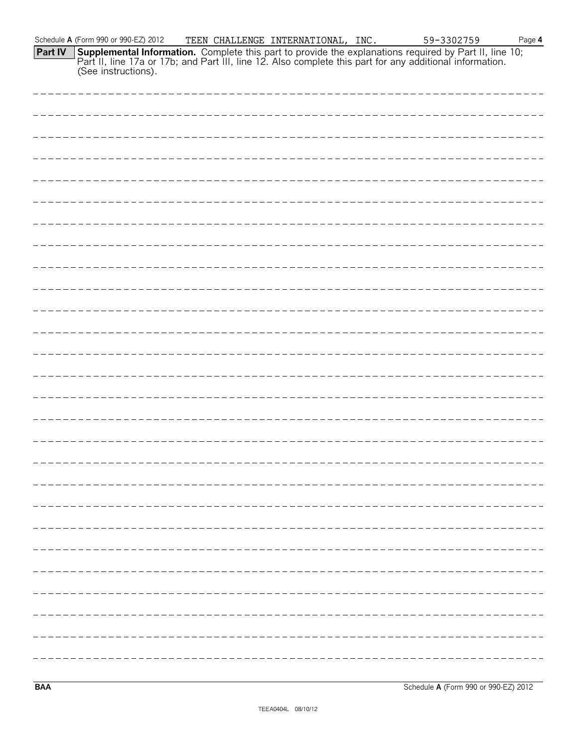**Part IV** **Supplemental Information.** Complete this part to provide the explanations required by Part II, line 10; Part II, line 17a or 17b; and Part III, line 12. Also complete this part for any additional information. (See instructions).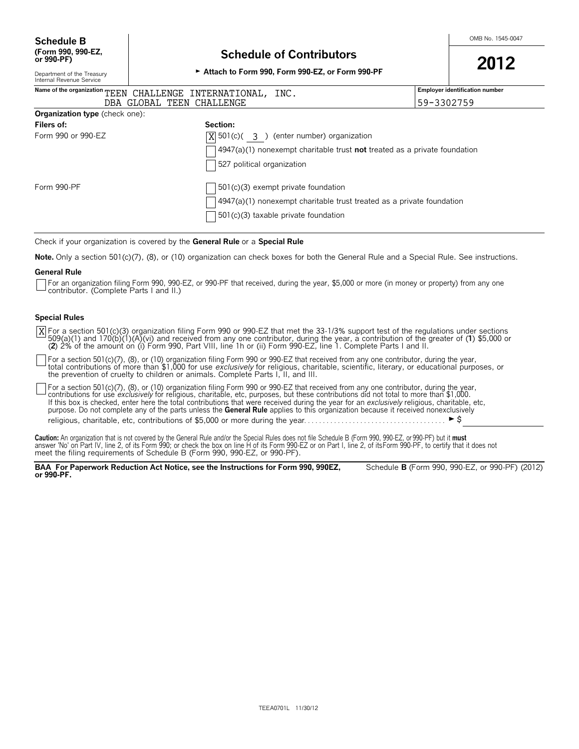**Schedule B**
**(Form 990, 990-EZ, or 990-PF)**

Department of the Treasury
Internal Revenue Service

# Schedule of Contributors

► **Attach to Form 990, Form 990-EZ, or Form 990-PF**

OMB No. 1545-0047

**2012**

| Name of the organization | Employer identification number |
| --- | --- |
| TEEN CHALLENGE INTERNATIONAL, INC. DBA GLOBAL TEEN CHALLENGE | 59-3302759 |

**Organization type** (check one):

| **Filers of:** | **Section:** |
| --- | --- |
| Form 990 or 990-EZ | [X] 501(c)( 3 ) (enter number) organization |
| | [ ] 4947(a)(1) nonexempt charitable trust **not** treated as a private foundation |
| | [ ] 527 political organization |
| Form 990-PF | [ ] 501(c)(3) exempt private foundation |
| | [ ] 4947(a)(1) nonexempt charitable trust treated as a private foundation |
| | [ ] 501(c)(3) taxable private foundation |

Check if your organization is covered by the **General Rule** or a **Special Rule**

**Note.** Only a section 501(c)(7), (8), or (10) organization can check boxes for both the General Rule and a Special Rule. See instructions.

**General Rule**

[ ] For an organization filing Form 990, 990-EZ, or 990-PF that received, during the year, $5,000 or more (in money or property) from any one contributor. (Complete Parts I and II.)

**Special Rules**

[X] For a section 501(c)(3) organization filing Form 990 or 990-EZ that met the 33-1/3% support test of the regulations under sections 509(a)(1) and 170(b)(1)(A)(vi) and received from any one contributor, during the year, a contribution of the greater of (**1**) $5,000 or (**2**) 2% of the amount on (i) Form 990, Part VIII, line 1h or (ii) Form 990-EZ, line 1. Complete Parts I and II.

[ ] For a section 501(c)(7), (8), or (10) organization filing Form 990 or 990-EZ that received from any one contributor, during the year, total contributions of more than $1,000 for use *exclusively* for religious, charitable, scientific, literary, or educational purposes, or the prevention of cruelty to children or animals. Complete Parts I, II, and III.

[ ] For a section 501(c)(7), (8), or (10) organization filing Form 990 or 990-EZ that received from any one contributor, during the year, contributions for use *exclusively* for religious, charitable, etc, purposes, but these contributions did not total to more than $1,000. If this box is checked, enter here the total contributions that were received during the year for an *exclusively* religious, charitable, etc, purpose. Do not complete any of the parts unless the **General Rule** applies to this organization because it received nonexclusively religious, charitable, etc, contributions of $5,000 or more during the year. . . . . . . . . . . . . . . . . . . . . . . . . . . . . . . . . . . . . . ► $

**Caution:** An organization that is not covered by the General Rule and/or the Special Rules does not file Schedule B (Form 990, 990-EZ, or 990-PF) but it **must** answer 'No' on Part IV, line 2, of its Form 990; or check the box on line H of its Form 990-EZ or on Part I, line 2, of its Form 990-PF, to certify that it does not meet the filing requirements of Schedule B (Form 990, 990-EZ, or 990-PF).

**BAA For Paperwork Reduction Act Notice, see the Instructions for Form 990, 990EZ, or 990-PF.** Schedule **B** (Form 990, 990-EZ, or 990-PF) (2012)

TEEA0701L 11/30/12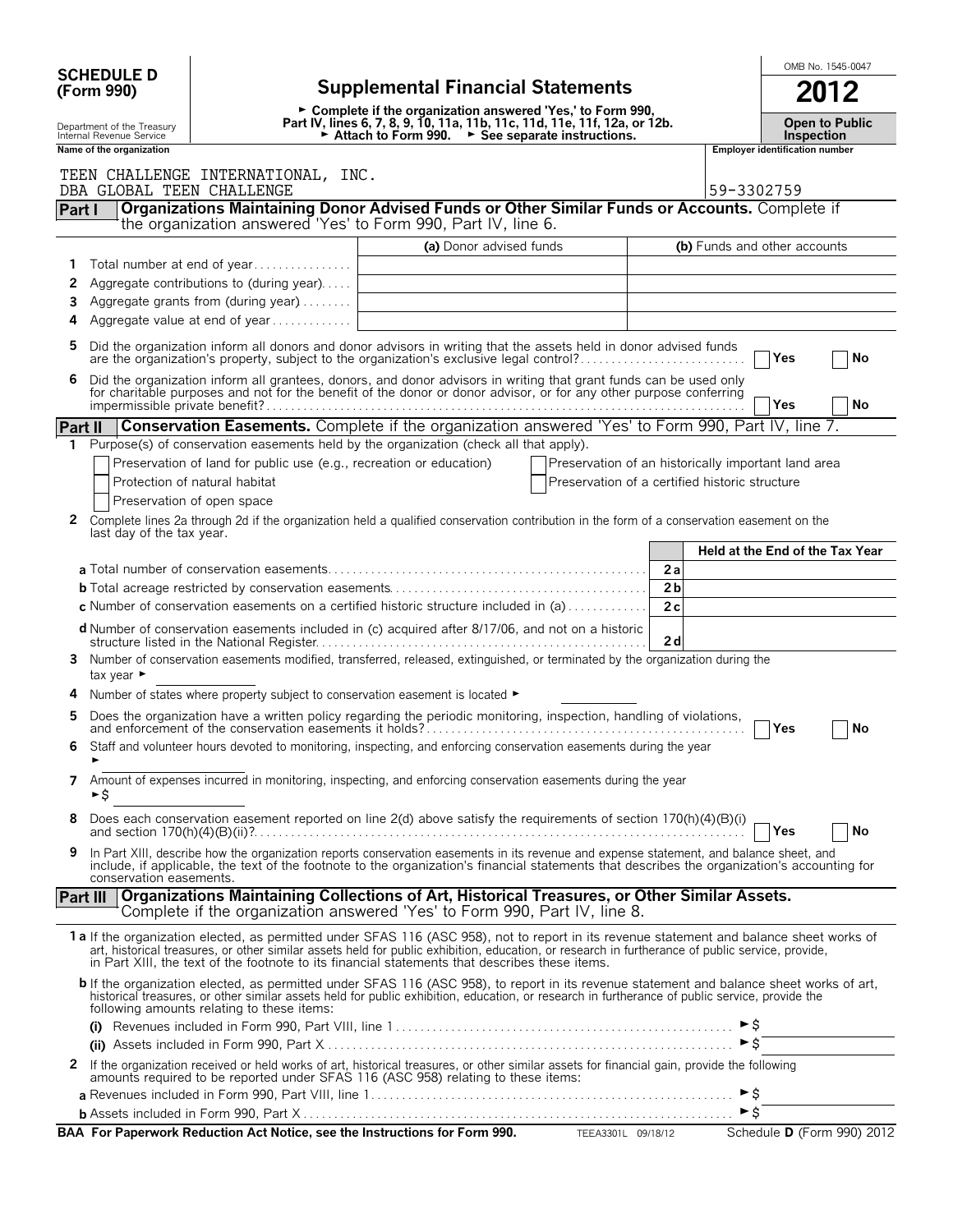**SCHEDULE D (Form 990)**

Department of the Treasury
Internal Revenue Service

# Supplemental Financial Statements

► Complete if the organization answered 'Yes,' to Form 990, Part IV, lines 6, 7, 8, 9, 10, 11a, 11b, 11c, 11d, 11e, 11f, 12a, or 12b.
► Attach to Form 990. ► See separate instructions.

OMB No. 1545-0047

**2012**

**Open to Public Inspection**

**Name of the organization**
TEEN CHALLENGE INTERNATIONAL, INC.
DBA GLOBAL TEEN CHALLENGE

**Employer identification number**
59-3302759

## Part I Organizations Maintaining Donor Advised Funds or Other Similar Funds or Accounts.
Complete if the organization answered 'Yes' to Form 990, Part IV, line 6.

| | | (a) Donor advised funds | (b) Funds and other accounts |
|---|---|---|---|
| 1 | Total number at end of year | | |
| 2 | Aggregate contributions to (during year) | | |
| 3 | Aggregate grants from (during year) | | |
| 4 | Aggregate value at end of year | | |

5 Did the organization inform all donors and donor advisors in writing that the assets held in donor advised funds are the organization's property, subject to the organization's exclusive legal control? ☐ Yes ☐ No

6 Did the organization inform all grantees, donors, and donor advisors in writing that grant funds can be used only for charitable purposes and not for the benefit of the donor or donor advisor, or for any other purpose conferring impermissible private benefit? ☐ Yes ☐ No

## Part II Conservation Easements.
Complete if the organization answered 'Yes' to Form 990, Part IV, line 7.

1 Purpose(s) of conservation easements held by the organization (check all that apply).

- ☐ Preservation of land for public use (e.g., recreation or education)
- ☐ Protection of natural habitat
- ☐ Preservation of open space
- ☐ Preservation of an historically important land area
- ☐ Preservation of a certified historic structure

2 Complete lines 2a through 2d if the organization held a qualified conservation contribution in the form of a conservation easement on the last day of the tax year.

| | | Held at the End of the Tax Year |
|---|---|---|
| **a** Total number of conservation easements | 2a | |
| **b** Total acreage restricted by conservation easements | 2b | |
| **c** Number of conservation easements on a certified historic structure included in (a) | 2c | |
| **d** Number of conservation easements included in (c) acquired after 8/17/06, and not on a historic structure listed in the National Register | 2d | |

3 Number of conservation easements modified, transferred, released, extinguished, or terminated by the organization during the tax year ►

4 Number of states where property subject to conservation easement is located ►

5 Does the organization have a written policy regarding the periodic monitoring, inspection, handling of violations, and enforcement of the conservation easements it holds? ☐ Yes ☐ No

6 Staff and volunteer hours devoted to monitoring, inspecting, and enforcing conservation easements during the year ►

7 Amount of expenses incurred in monitoring, inspecting, and enforcing conservation easements during the year ►$

8 Does each conservation easement reported on line 2(d) above satisfy the requirements of section 170(h)(4)(B)(i) and section 170(h)(4)(B)(ii)? ☐ Yes ☐ No

9 In Part XIII, describe how the organization reports conservation easements in its revenue and expense statement, and balance sheet, and include, if applicable, the text of the footnote to the organization's financial statements that describes the organization's accounting for conservation easements.

## Part III Organizations Maintaining Collections of Art, Historical Treasures, or Other Similar Assets.
Complete if the organization answered 'Yes' to Form 990, Part IV, line 8.

1a If the organization elected, as permitted under SFAS 116 (ASC 958), not to report in its revenue statement and balance sheet works of art, historical treasures, or other similar assets held for public exhibition, education, or research in furtherance of public service, provide, in Part XIII, the text of the footnote to its financial statements that describes these items.

**b** If the organization elected, as permitted under SFAS 116 (ASC 958), to report in its revenue statement and balance sheet works of art, historical treasures, or other similar assets held for public exhibition, education, or research in furtherance of public service, provide the following amounts relating to these items:

(i) Revenues included in Form 990, Part VIII, line 1 ►$

(ii) Assets included in Form 990, Part X ►$

2 If the organization received or held works of art, historical treasures, or other similar assets for financial gain, provide the following amounts required to be reported under SFAS 116 (ASC 958) relating to these items:

**a** Revenues included in Form 990, Part VIII, line 1 ►$

**b** Assets included in Form 990, Part X ►$

**BAA For Paperwork Reduction Act Notice, see the Instructions for Form 990.** TEEA3301L 09/18/12 Schedule D (Form 990) 2012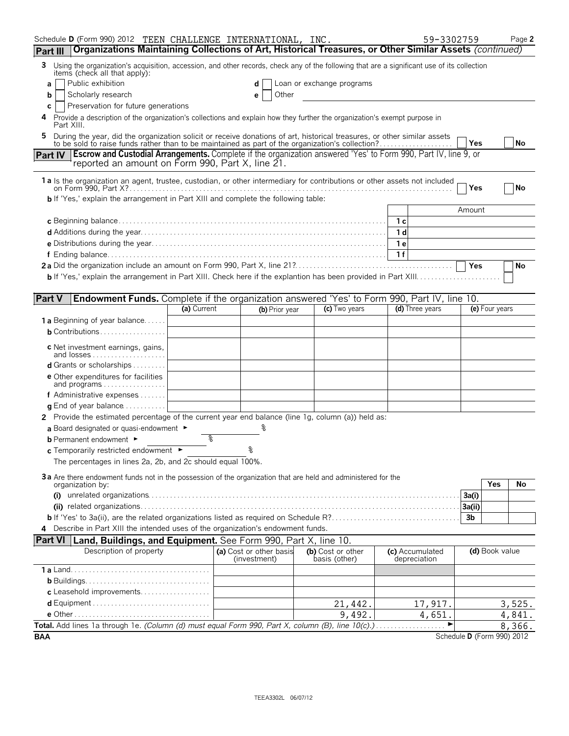Schedule D (Form 990) 2012 TEEN CHALLENGE INTERNATIONAL, INC. 59-3302759 Page 2

## Part III Organizations Maintaining Collections of Art, Historical Treasures, or Other Similar Assets *(continued)*

**3** Using the organization's acquisition, accession, and other records, check any of the following that are a significant use of its collection items (check all that apply):

- **a** ☐ Public exhibition
- **b** ☐ Scholarly research
- **c** ☐ Preservation for future generations
- **d** ☐ Loan or exchange programs
- **e** ☐ Other

**4** Provide a description of the organization's collections and explain how they further the organization's exempt purpose in Part XIII.

**5** During the year, did the organization solicit or receive donations of art, historical treasures, or other similar assets to be sold to raise funds rather than to be maintained as part of the organization's collection? ☐ Yes ☐ No

## Part IV Escrow and Custodial Arrangements. Complete if the organization answered 'Yes' to Form 990, Part IV, line 9, or reported an amount on Form 990, Part X, line 21.

**1a** Is the organization an agent, trustee, custodian, or other intermediary for contributions or other assets not included on Form 990, Part X? ☐ Yes ☐ No

**b** If 'Yes,' explain the arrangement in Part XIII and complete the following table:

| | | Amount |
|---|---|---|
| **c** Beginning balance | 1c | |
| **d** Additions during the year | 1d | |
| **e** Distributions during the year | 1e | |
| **f** Ending balance | 1f | |

**2a** Did the organization include an amount on Form 990, Part X, line 21? ☐ Yes ☐ No

**b** If 'Yes,' explain the arrangement in Part XIII. Check here if the explantion has been provided in Part XIII ☐

## Part V Endowment Funds. Complete if the organization answered 'Yes' to Form 990, Part IV, line 10.

| | (a) Current | (b) Prior year | (c) Two years | (d) Three years | (e) Four years |
|---|---|---|---|---|---|
| **1a** Beginning of year balance | | | | | |
| **b** Contributions | | | | | |
| **c** Net investment earnings, gains, and losses | | | | | |
| **d** Grants or scholarships | | | | | |
| **e** Other expenditures for facilities and programs | | | | | |
| **f** Administrative expenses | | | | | |
| **g** End of year balance | | | | | |

**2** Provide the estimated percentage of the current year end balance (line 1g, column (a)) held as:

- **a** Board designated or quasi-endowment ► %
- **b** Permanent endowment ► %
- **c** Temporarily restricted endowment ► %

The percentages in lines 2a, 2b, and 2c should equal 100%.

**3a** Are there endowment funds not in the possession of the organization that are held and administered for the organization by:

| | | Yes | No |
|---|---|---|---|
| **(i)** unrelated organizations | 3a(i) | | |
| **(ii)** related organizations | 3a(ii) | | |
| **b** If 'Yes' to 3a(ii), are the related organizations listed as required on Schedule R? | 3b | | |

**4** Describe in Part XIII the intended uses of the organization's endowment funds.

## Part VI Land, Buildings, and Equipment. See Form 990, Part X, line 10.

| Description of property | (a) Cost or other basis (investment) | (b) Cost or other basis (other) | (c) Accumulated depreciation | (d) Book value |
|---|---|---|---|---|
| **1a** Land | | | | |
| **b** Buildings | | | | |
| **c** Leasehold improvements | | | | |
| **d** Equipment | | 21,442. | 17,917. | 3,525. |
| **e** Other | | 9,492. | 4,651. | 4,841. |
| **Total.** Add lines 1a through 1e. *(Column (d) must equal Form 990, Part X, column (B), line 10(c).)* ► | | | | 8,366. |

BAA Schedule D (Form 990) 2012

TEEA3302L 06/07/12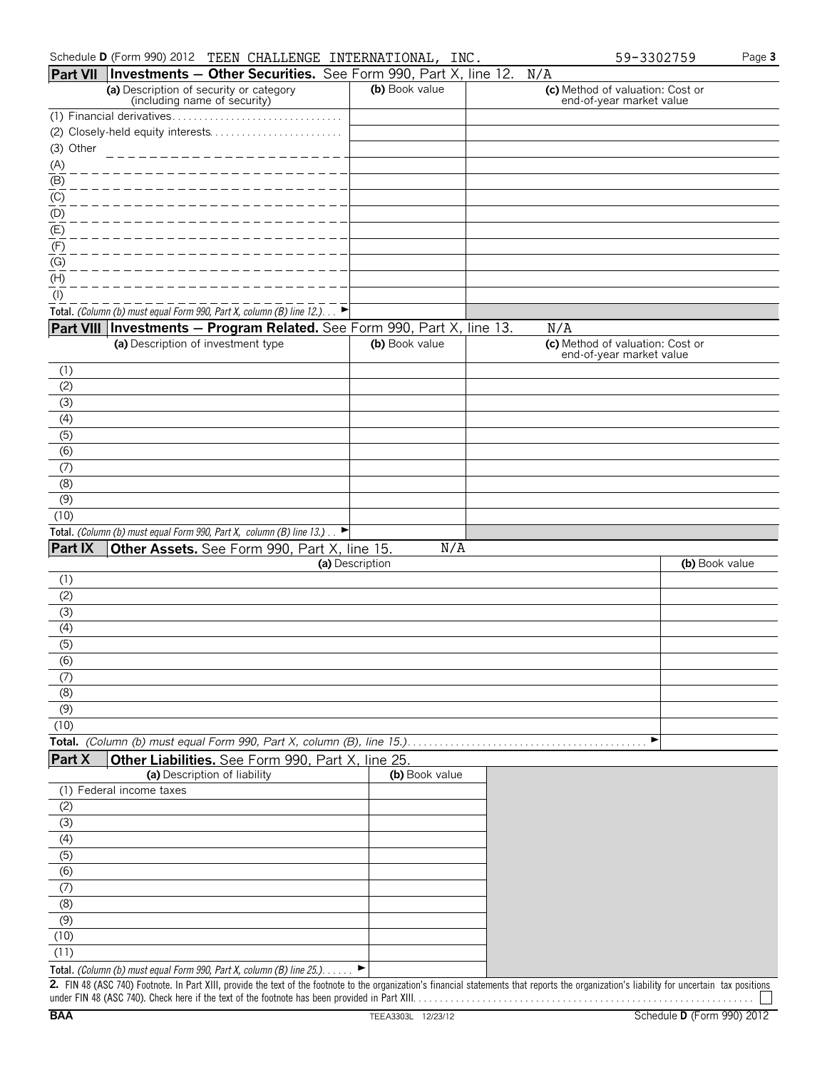Schedule D (Form 990) 2012 TEEN CHALLENGE INTERNATIONAL, INC. 59-3302759 Page 3

## Part VII Investments — Other Securities. See Form 990, Part X, line 12. N/A

| (a) Description of security or category (including name of security) | (b) Book value | (c) Method of valuation: Cost or end-of-year market value |
|---|---|---|
| (1) Financial derivatives | | |
| (2) Closely-held equity interests | | |
| (3) Other | | |
| (A) | | |
| (B) | | |
| (C) | | |
| (D) | | |
| (E) | | |
| (F) | | |
| (G) | | |
| (H) | | |
| (I) | | |
| **Total.** *(Column (b) must equal Form 990, Part X, column (B) line 12.)* ► | | |

## Part VIII Investments — Program Related. See Form 990, Part X, line 13. N/A

| (a) Description of investment type | (b) Book value | (c) Method of valuation: Cost or end-of-year market value |
|---|---|---|
| (1) | | |
| (2) | | |
| (3) | | |
| (4) | | |
| (5) | | |
| (6) | | |
| (7) | | |
| (8) | | |
| (9) | | |
| (10) | | |
| **Total.** *(Column (b) must equal Form 990, Part X, column (B) line 13.)* ► | | |

## Part IX Other Assets. See Form 990, Part X, line 15. N/A

| (a) Description | (b) Book value |
|---|---|
| (1) | |
| (2) | |
| (3) | |
| (4) | |
| (5) | |
| (6) | |
| (7) | |
| (8) | |
| (9) | |
| (10) | |
| **Total.** *(Column (b) must equal Form 990, Part X, column (B), line 15.)* ► | |

## Part X Other Liabilities. See Form 990, Part X, line 25.

| (a) Description of liability | (b) Book value |
|---|---|
| (1) Federal income taxes | |
| (2) | |
| (3) | |
| (4) | |
| (5) | |
| (6) | |
| (7) | |
| (8) | |
| (9) | |
| (10) | |
| (11) | |
| **Total.** *(Column (b) must equal Form 990, Part X, column (B) line 25.)* ► | |

**2.** FIN 48 (ASC 740) Footnote. In Part XIII, provide the text of the footnote to the organization's financial statements that reports the organization's liability for uncertain tax positions under FIN 48 (ASC 740). Check here if the text of the footnote has been provided in Part XIII. ☐

BAA TEEA3303L 12/23/12 Schedule D (Form 990) 2012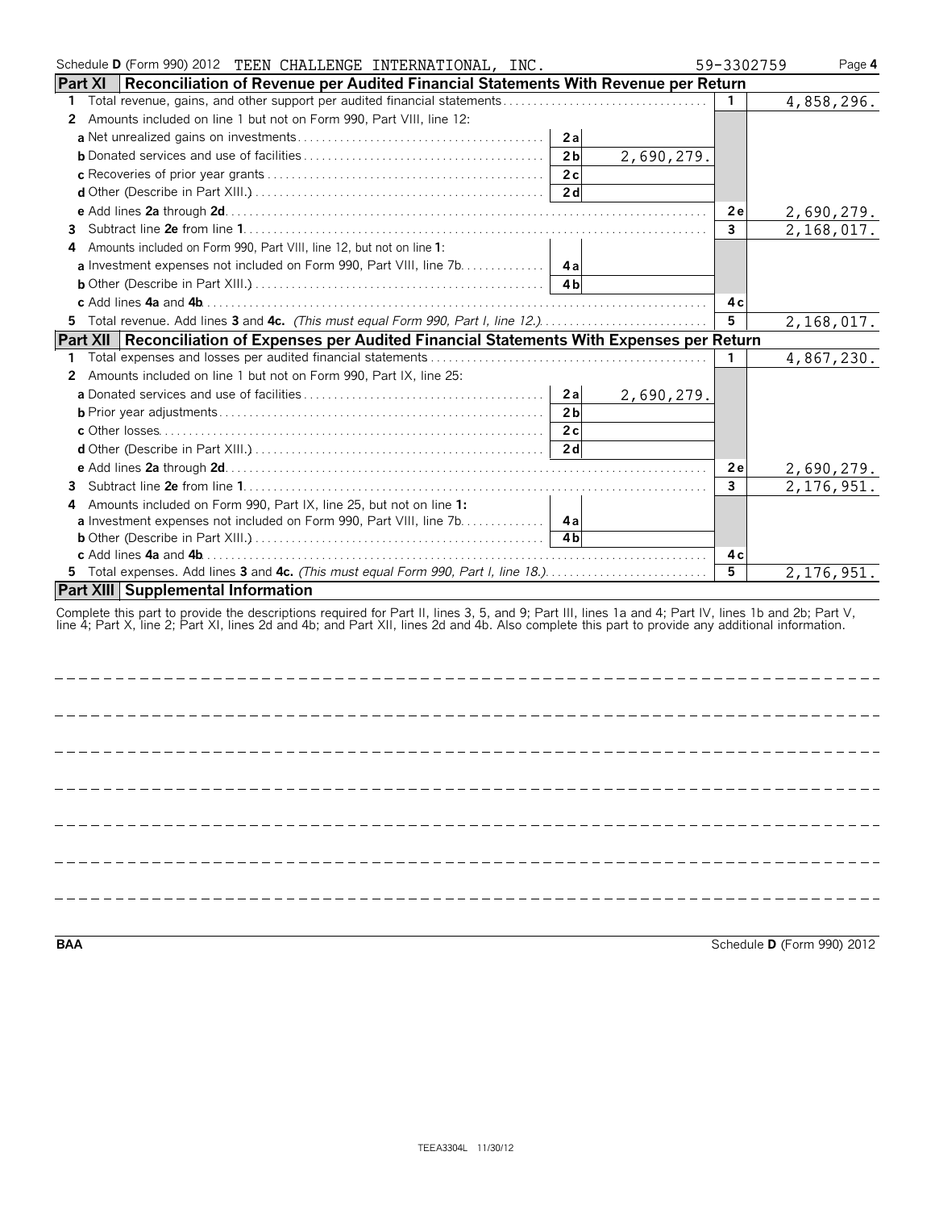Schedule **D** (Form 990) 2012 TEEN CHALLENGE INTERNATIONAL, INC. 59-3302759 Page **4**

## Part XI Reconciliation of Revenue per Audited Financial Statements With Revenue per Return

| | | | | |
|---|---|---|---|---|
| **1** Total revenue, gains, and other support per audited financial statements | | | 1 | 4,858,296. |
| **2** Amounts included on line 1 but not on Form 990, Part VIII, line 12: | | | | |
| **a** Net unrealized gains on investments | 2a | | | |
| **b** Donated services and use of facilities | 2b | 2,690,279. | | |
| **c** Recoveries of prior year grants | 2c | | | |
| **d** Other (Describe in Part XIII.) | 2d | | | |
| **e** Add lines **2a** through **2d** | | | 2e | 2,690,279. |
| **3** Subtract line **2e** from line **1** | | | 3 | 2,168,017. |
| **4** Amounts included on Form 990, Part VIII, line 12, but not on line **1**: | | | | |
| **a** Investment expenses not included on Form 990, Part VIII, line 7b | 4a | | | |
| **b** Other (Describe in Part XIII.) | 4b | | | |
| **c** Add lines **4a** and **4b** | | | 4c | |
| **5** Total revenue. Add lines **3** and **4c.** *(This must equal Form 990, Part I, line 12.)* | | | 5 | 2,168,017. |

## Part XII Reconciliation of Expenses per Audited Financial Statements With Expenses per Return

| | | | | |
|---|---|---|---|---|
| **1** Total expenses and losses per audited financial statements | | | 1 | 4,867,230. |
| **2** Amounts included on line 1 but not on Form 990, Part IX, line 25: | | | | |
| **a** Donated services and use of facilities | 2a | 2,690,279. | | |
| **b** Prior year adjustments | 2b | | | |
| **c** Other losses | 2c | | | |
| **d** Other (Describe in Part XIII.) | 2d | | | |
| **e** Add lines **2a** through **2d** | | | 2e | 2,690,279. |
| **3** Subtract line **2e** from line **1** | | | 3 | 2,176,951. |
| **4** Amounts included on Form 990, Part IX, line 25, but not on line **1:** | | | | |
| **a** Investment expenses not included on Form 990, Part VIII, line 7b | 4a | | | |
| **b** Other (Describe in Part XIII.) | 4b | | | |
| **c** Add lines **4a** and **4b** | | | 4c | |
| **5** Total expenses. Add lines **3** and **4c.** *(This must equal Form 990, Part I, line 18.)* | | | 5 | 2,176,951. |

## Part XIII Supplemental Information

Complete this part to provide the descriptions required for Part II, lines 3, 5, and 9; Part III, lines 1a and 4; Part IV, lines 1b and 2b; Part V, line 4; Part X, line 2; Part XI, lines 2d and 4b; and Part XII, lines 2d and 4b. Also complete this part to provide any additional information.

**BAA** Schedule **D** (Form 990) 2012

TEEA3304L 11/30/12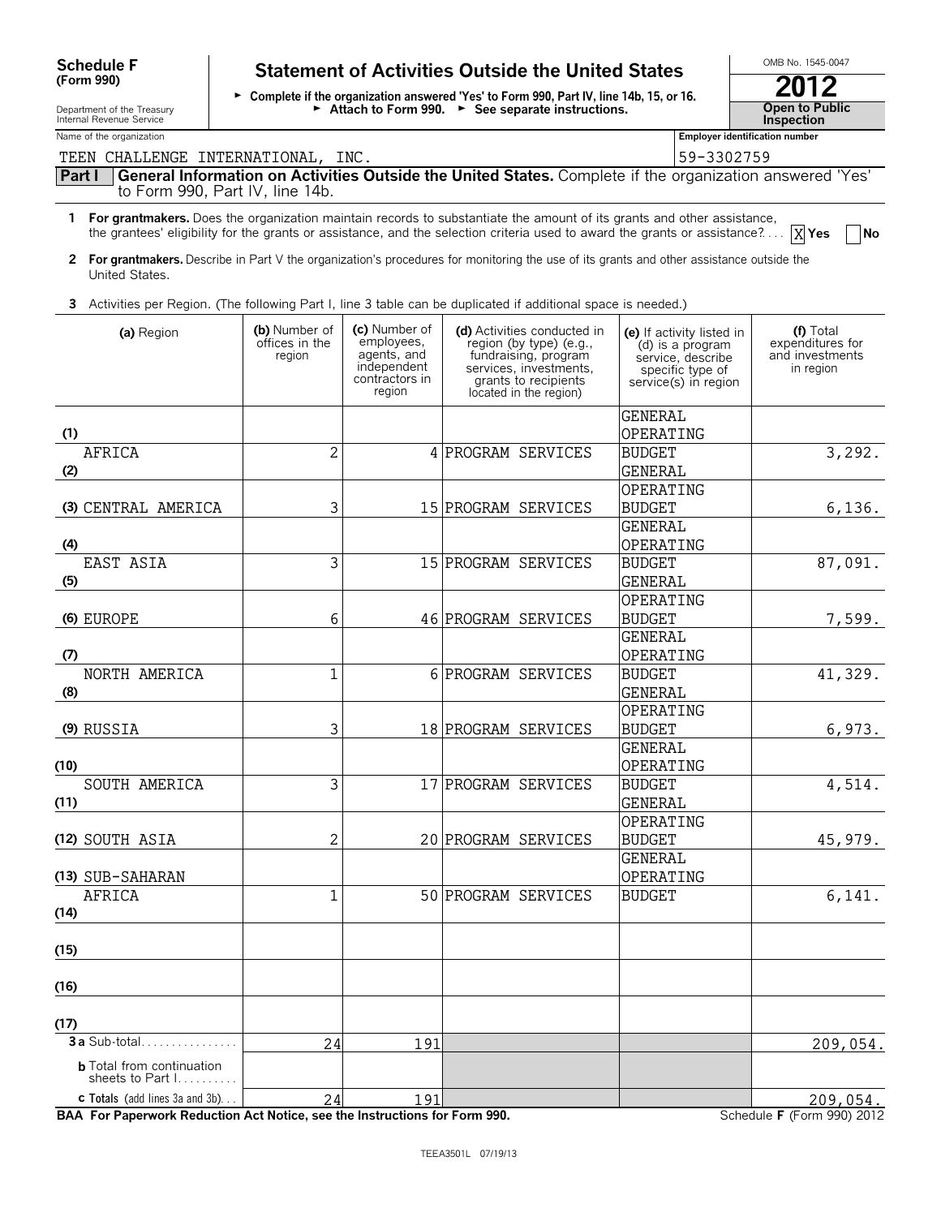**Schedule F (Form 990)**

Department of the Treasury
Internal Revenue Service

# Statement of Activities Outside the United States

► Complete if the organization answered 'Yes' to Form 990, Part IV, line 14b, 15, or 16.
► Attach to Form 990. ► See separate instructions.

OMB No. 1545-0047

**2012**

**Open to Public Inspection**

Name of the organization: TEEN CHALLENGE INTERNATIONAL, INC.

Employer identification number: 59-3302759

## Part I General Information on Activities Outside the United States. Complete if the organization answered 'Yes' to Form 990, Part IV, line 14b.

**1 For grantmakers.** Does the organization maintain records to substantiate the amount of its grants and other assistance, the grantees' eligibility for the grants or assistance, and the selection criteria used to award the grants or assistance? [X] Yes [ ] No

**2 For grantmakers.** Describe in Part V the organization's procedures for monitoring the use of its grants and other assistance outside the United States.

**3** Activities per Region. (The following Part I, line 3 table can be duplicated if additional space is needed.)

| | (a) Region | (b) Number of offices in the region | (c) Number of employees, agents, and independent contractors in region | (d) Activities conducted in region (by type) (e.g., fundraising, program services, investments, grants to recipients located in the region) | (e) If activity listed in (d) is a program service, describe specific type of service(s) in region | (f) Total expenditures for and investments in region |
|---|---|---|---|---|---|---|
| (1) | AFRICA | 2 | 4 | PROGRAM SERVICES | GENERAL OPERATING BUDGET | 3,292. |
| (2) | | | | | | |
| (3) | CENTRAL AMERICA | 3 | 15 | PROGRAM SERVICES | GENERAL OPERATING BUDGET | 6,136. |
| (4) | EAST ASIA | 3 | 15 | PROGRAM SERVICES | GENERAL OPERATING BUDGET | 87,091. |
| (5) | | | | | | |
| (6) | EUROPE | 6 | 46 | PROGRAM SERVICES | GENERAL OPERATING BUDGET | 7,599. |
| (7) | NORTH AMERICA | 1 | 6 | PROGRAM SERVICES | GENERAL OPERATING BUDGET | 41,329. |
| (8) | | | | | | |
| (9) | RUSSIA | 3 | 18 | PROGRAM SERVICES | GENERAL OPERATING BUDGET | 6,973. |
| (10) | SOUTH AMERICA | 3 | 17 | PROGRAM SERVICES | GENERAL OPERATING BUDGET | 4,514. |
| (11) | | | | | | |
| (12) | SOUTH ASIA | 2 | 20 | PROGRAM SERVICES | GENERAL OPERATING BUDGET | 45,979. |
| (13) | SUB-SAHARAN AFRICA | 1 | 50 | PROGRAM SERVICES | GENERAL OPERATING BUDGET | 6,141. |
| (14) | | | | | | |
| (15) | | | | | | |
| (16) | | | | | | |
| (17) | | | | | | |
| **3a** | Sub-total | 24 | 191 | | | 209,054. |
| **b** | Total from continuation sheets to Part I | | | | | |
| **c** | **Totals** (add lines 3a and 3b) | 24 | 191 | | | 209,054. |

**BAA For Paperwork Reduction Act Notice, see the Instructions for Form 990.** Schedule F (Form 990) 2012

TEEA3501L 07/19/13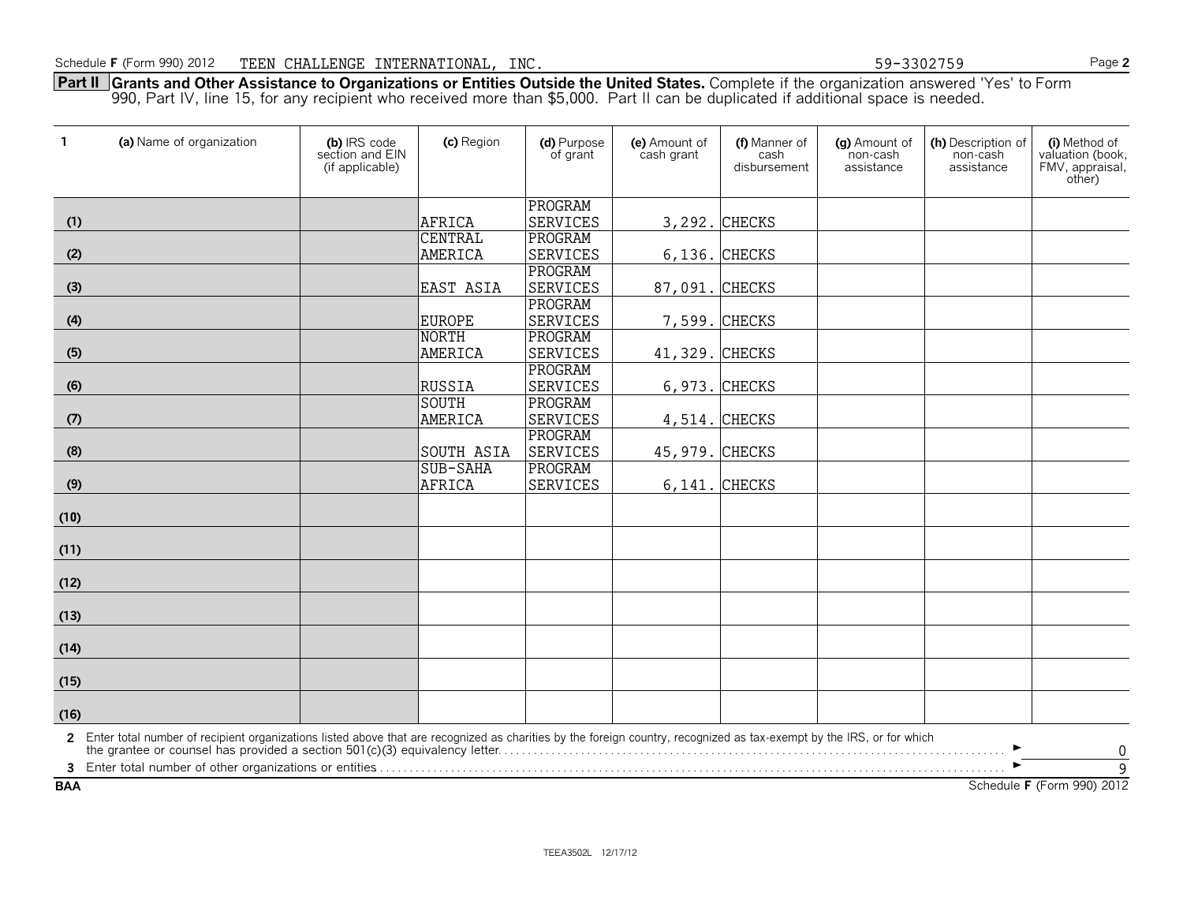Schedule F (Form 990) 2012 TEEN CHALLENGE INTERNATIONAL, INC. 59-3302759

**Part II Grants and Other Assistance to Organizations or Entities Outside the United States.** Complete if the organization answered 'Yes' to Form 990, Part IV, line 15, for any recipient who received more than $5,000. Part II can be duplicated if additional space is needed.

| 1 | (a) Name of organization | (b) IRS code section and EIN (if applicable) | (c) Region | (d) Purpose of grant | (e) Amount of cash grant | (f) Manner of cash disbursement | (g) Amount of non-cash assistance | (h) Description of non-cash assistance | (i) Method of valuation (book, FMV, appraisal, other) |
|---|---|---|---|---|---|---|---|---|---|
| (1) | | | AFRICA | PROGRAM SERVICES | 3,292. | CHECKS | | | |
| (2) | | | CENTRAL AMERICA | PROGRAM SERVICES | 6,136. | CHECKS | | | |
| (3) | | | EAST ASIA | PROGRAM SERVICES | 87,091. | CHECKS | | | |
| (4) | | | EUROPE | PROGRAM SERVICES | 7,599. | CHECKS | | | |
| (5) | | | NORTH AMERICA | PROGRAM SERVICES | 41,329. | CHECKS | | | |
| (6) | | | RUSSIA | PROGRAM SERVICES | 6,973. | CHECKS | | | |
| (7) | | | SOUTH AMERICA | PROGRAM SERVICES | 4,514. | CHECKS | | | |
| (8) | | | SOUTH ASIA | PROGRAM SERVICES | 45,979. | CHECKS | | | |
| (9) | | | SUB-SAHA AFRICA | PROGRAM SERVICES | 6,141. | CHECKS | | | |
| (10) | | | | | | | | | |
| (11) | | | | | | | | | |
| (12) | | | | | | | | | |
| (13) | | | | | | | | | |
| (14) | | | | | | | | | |
| (15) | | | | | | | | | |
| (16) | | | | | | | | | |

2 Enter total number of recipient organizations listed above that are recognized as charities by the foreign country, recognized as tax-exempt by the IRS, or for which the grantee or counsel has provided a section 501(c)(3) equivalency letter ► 0

3 Enter total number of other organizations or entities ► 9

BAA Schedule F (Form 990) 2012

TEEA3502L 12/17/12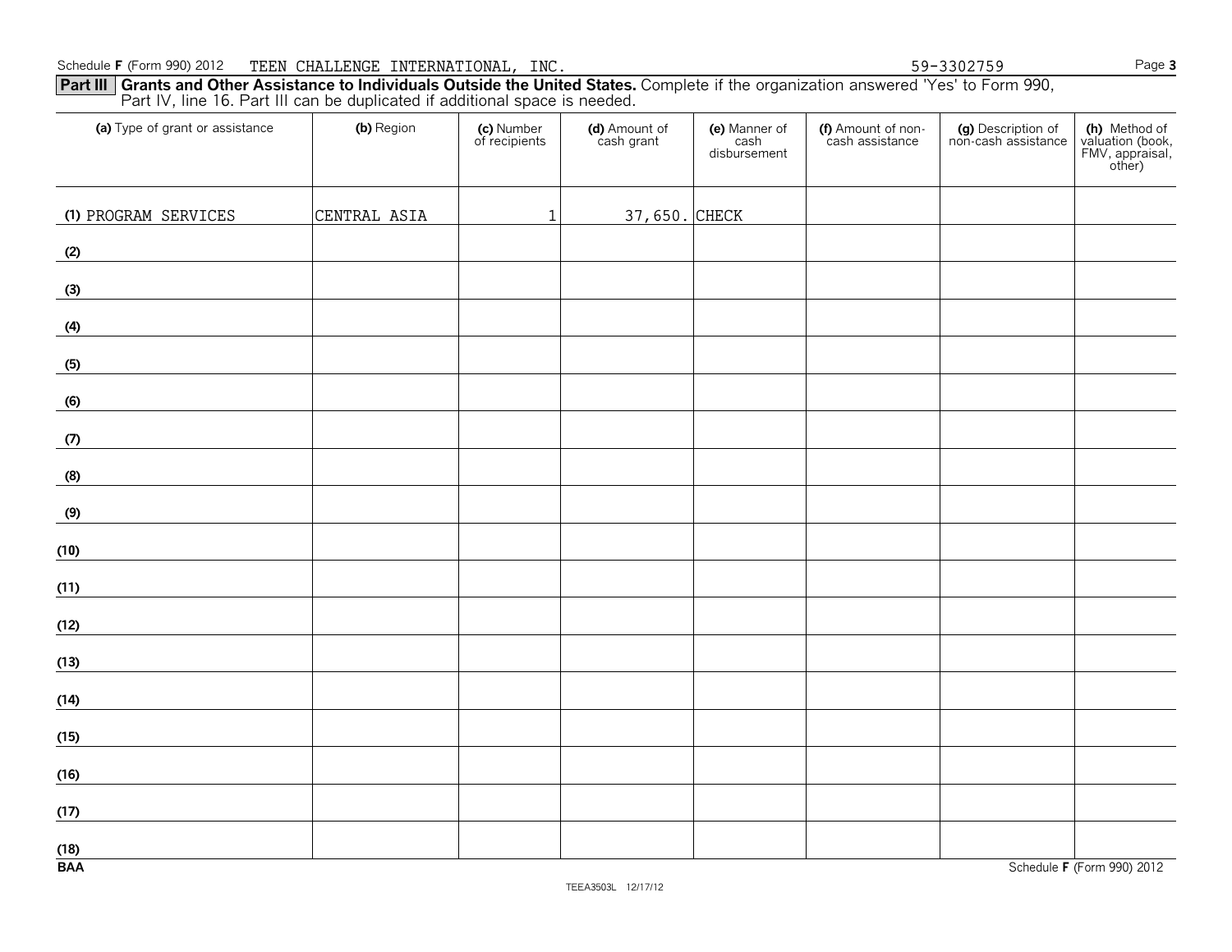Schedule F (Form 990) 2012 TEEN CHALLENGE INTERNATIONAL, INC. 59-3302759

**Part III** **Grants and Other Assistance to Individuals Outside the United States.** Complete if the organization answered 'Yes' to Form 990, Part IV, line 16. Part III can be duplicated if additional space is needed.

| (a) Type of grant or assistance | (b) Region | (c) Number of recipients | (d) Amount of cash grant | (e) Manner of cash disbursement | (f) Amount of non-cash assistance | (g) Description of non-cash assistance | (h) Method of valuation (book, FMV, appraisal, other) |
|---|---|---|---|---|---|---|---|
| (1) PROGRAM SERVICES | CENTRAL ASIA | 1 | 37,650. | CHECK | | | |
| (2) | | | | | | | |
| (3) | | | | | | | |
| (4) | | | | | | | |
| (5) | | | | | | | |
| (6) | | | | | | | |
| (7) | | | | | | | |
| (8) | | | | | | | |
| (9) | | | | | | | |
| (10) | | | | | | | |
| (11) | | | | | | | |
| (12) | | | | | | | |
| (13) | | | | | | | |
| (14) | | | | | | | |
| (15) | | | | | | | |
| (16) | | | | | | | |
| (17) | | | | | | | |
| (18) | | | | | | | |

BAA Schedule F (Form 990) 2012

TEEA3503L 12/17/12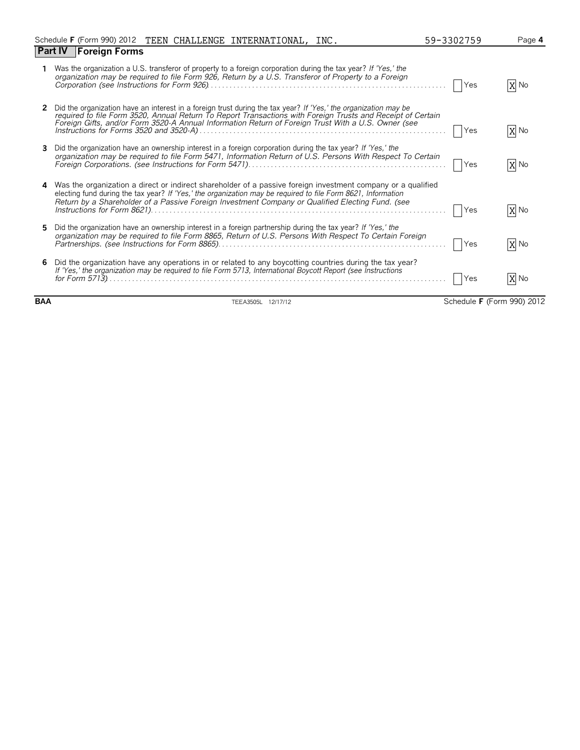Schedule **F** (Form 990) 2012 TEEN CHALLENGE INTERNATIONAL, INC. 59-3302759

## Part IV Foreign Forms

**1** Was the organization a U.S. transferor of property to a foreign corporation during the tax year? *If 'Yes,' the organization may be required to file Form 926, Return by a U.S. Transferor of Property to a Foreign Corporation (see Instructions for Form 926)* . . . . . . . . . . [ ] Yes [X] No

**2** Did the organization have an interest in a foreign trust during the tax year? *If 'Yes,' the organization may be required to file Form 3520, Annual Return To Report Transactions with Foreign Trusts and Receipt of Certain Foreign Gifts, and/or Form 3520-A Annual Information Return of Foreign Trust With a U.S. Owner (see Instructions for Forms 3520 and 3520-A)* . . . . . . . . . . [ ] Yes [X] No

**3** Did the organization have an ownership interest in a foreign corporation during the tax year? *If 'Yes,' the organization may be required to file Form 5471, Information Return of U.S. Persons With Respect To Certain Foreign Corporations. (see Instructions for Form 5471)* . . . . . . . . . . [ ] Yes [X] No

**4** Was the organization a direct or indirect shareholder of a passive foreign investment company or a qualified electing fund during the tax year? *If 'Yes,' the organization may be required to file Form 8621, Information Return by a Shareholder of a Passive Foreign Investment Company or Qualified Electing Fund. (see Instructions for Form 8621)* . . . . . . . . . . [ ] Yes [X] No

**5** Did the organization have an ownership interest in a foreign partnership during the tax year? *If 'Yes,' the organization may be required to file Form 8865, Return of U.S. Persons With Respect To Certain Foreign Partnerships. (see Instructions for Form 8865)* . . . . . . . . . . [ ] Yes [X] No

**6** Did the organization have any operations in or related to any boycotting countries during the tax year? *If 'Yes,' the organization may be required to file Form 5713, International Boycott Report (see Instructions for Form 5713)* . . . . . . . . . . [ ] Yes [X] No

**BAA** TEEA3505L 12/17/12 Schedule **F** (Form 990) 2012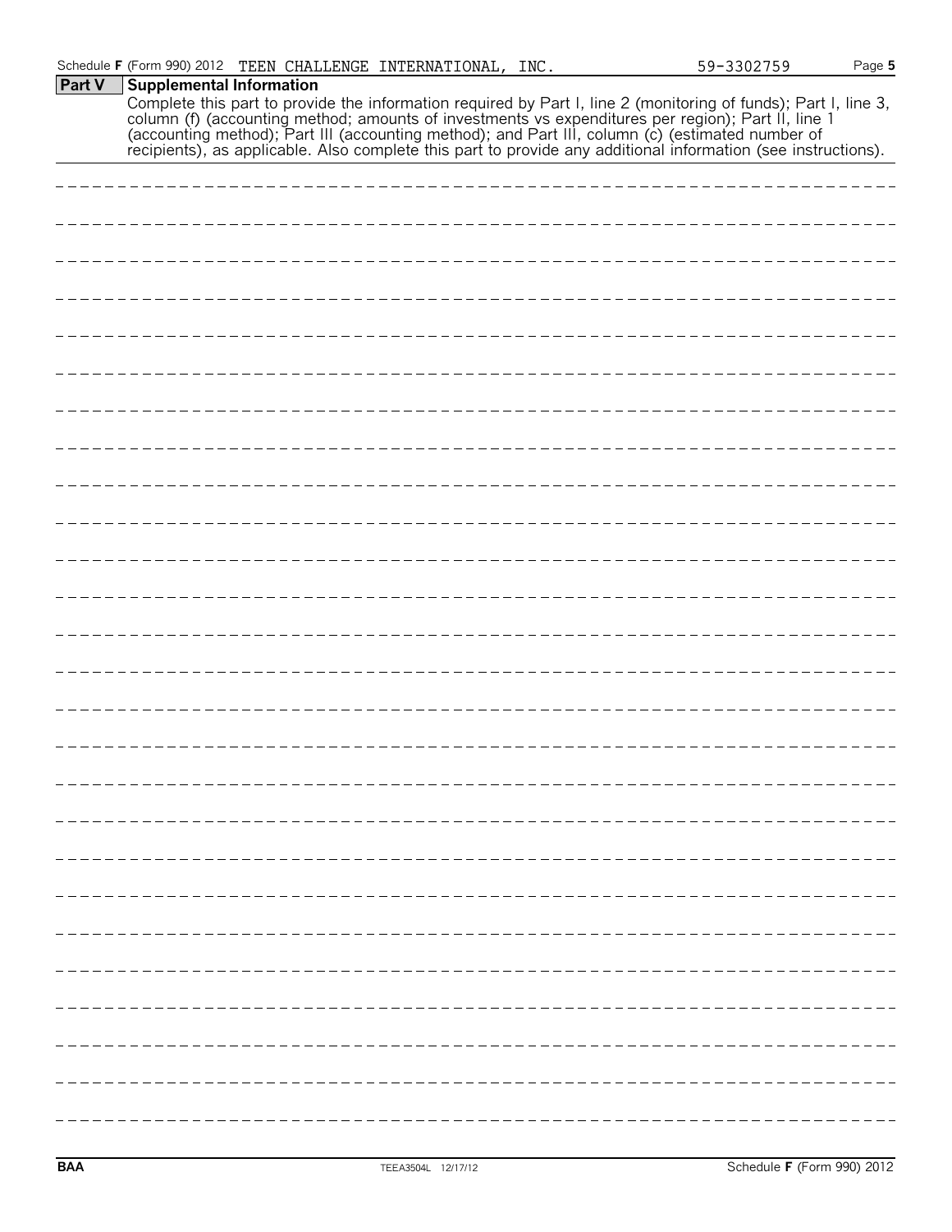## Part V Supplemental Information

Complete this part to provide the information required by Part I, line 2 (monitoring of funds); Part I, line 3, column (f) (accounting method; amounts of investments vs expenditures per region); Part II, line 1 (accounting method); Part III (accounting method); and Part III, column (c) (estimated number of recipients), as applicable. Also complete this part to provide any additional information (see instructions).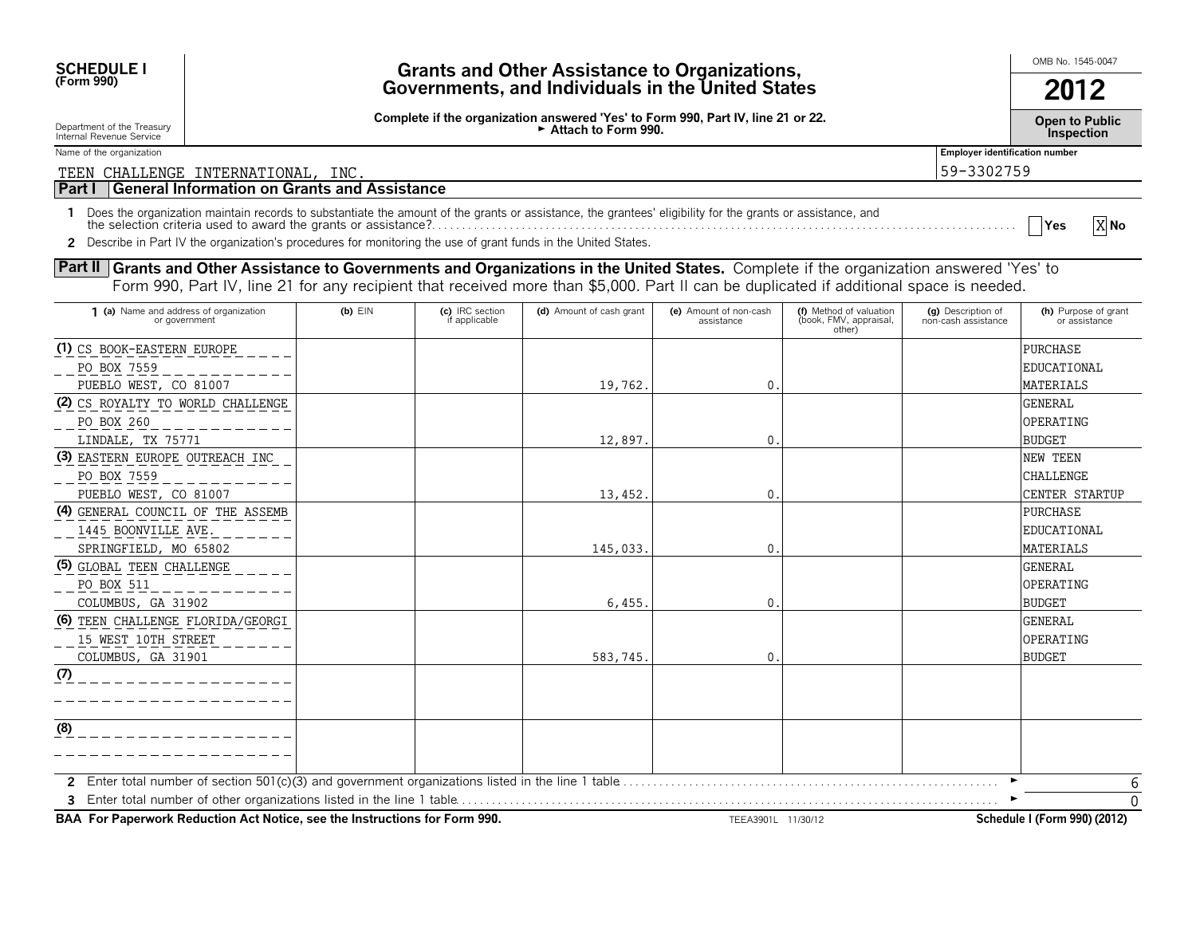**SCHEDULE I (Form 990)**

Department of the Treasury
Internal Revenue Service

# Grants and Other Assistance to Organizations, Governments, and Individuals in the United States

**Complete if the organization answered 'Yes' to Form 990, Part IV, line 21 or 22.**
**► Attach to Form 990.**

OMB No. 1545-0047

**2012**

**Open to Public Inspection**

Name of the organization: TEEN CHALLENGE INTERNATIONAL, INC.

Employer identification number: 59-3302759

## Part I General Information on Grants and Assistance

1 Does the organization maintain records to substantiate the amount of the grants or assistance, the grantees' eligibility for the grants or assistance, and the selection criteria used to award the grants or assistance? ☐ Yes ☒ No

2 Describe in Part IV the organization's procedures for monitoring the use of grant funds in the United States.

## Part II Grants and Other Assistance to Governments and Organizations in the United States.

Complete if the organization answered 'Yes' to Form 990, Part IV, line 21 for any recipient that received more than $5,000. Part II can be duplicated if additional space is needed.

| 1 (a) Name and address of organization or government | (b) EIN | (c) IRC section if applicable | (d) Amount of cash grant | (e) Amount of non-cash assistance | (f) Method of valuation (book, FMV, appraisal, other) | (g) Description of non-cash assistance | (h) Purpose of grant or assistance |
|---|---|---|---|---|---|---|---|
| (1) CS BOOK-EASTERN EUROPE PO BOX 7559 PUEBLO WEST, CO 81007 | | | 19,762. | 0. | | | PURCHASE EDUCATIONAL MATERIALS |
| (2) CS ROYALTY TO WORLD CHALLENGE PO BOX 260 LINDALE, TX 75771 | | | 12,897. | 0. | | | GENERAL OPERATING BUDGET |
| (3) EASTERN EUROPE OUTREACH INC PO BOX 7559 PUEBLO WEST, CO 81007 | | | 13,452. | 0. | | | NEW TEEN CHALLENGE CENTER STARTUP |
| (4) GENERAL COUNCIL OF THE ASSEMB 1445 BOONVILLE AVE. SPRINGFIELD, MO 65802 | | | 145,033. | 0. | | | PURCHASE EDUCATIONAL MATERIALS |
| (5) GLOBAL TEEN CHALLENGE PO BOX 511 COLUMBUS, GA 31902 | | | 6,455. | 0. | | | GENERAL OPERATING BUDGET |
| (6) TEEN CHALLENGE FLORIDA/GEORGI 15 WEST 10TH STREET COLUMBUS, GA 31901 | | | 583,745. | 0. | | | GENERAL OPERATING BUDGET |
| (7) | | | | | | | |
| (8) | | | | | | | |

2 Enter total number of section 501(c)(3) and government organizations listed in the line 1 table ► 6

3 Enter total number of other organizations listed in the line 1 table ► 0

**BAA For Paperwork Reduction Act Notice, see the Instructions for Form 990.** TEEA3901L 11/30/12 **Schedule I (Form 990) (2012)**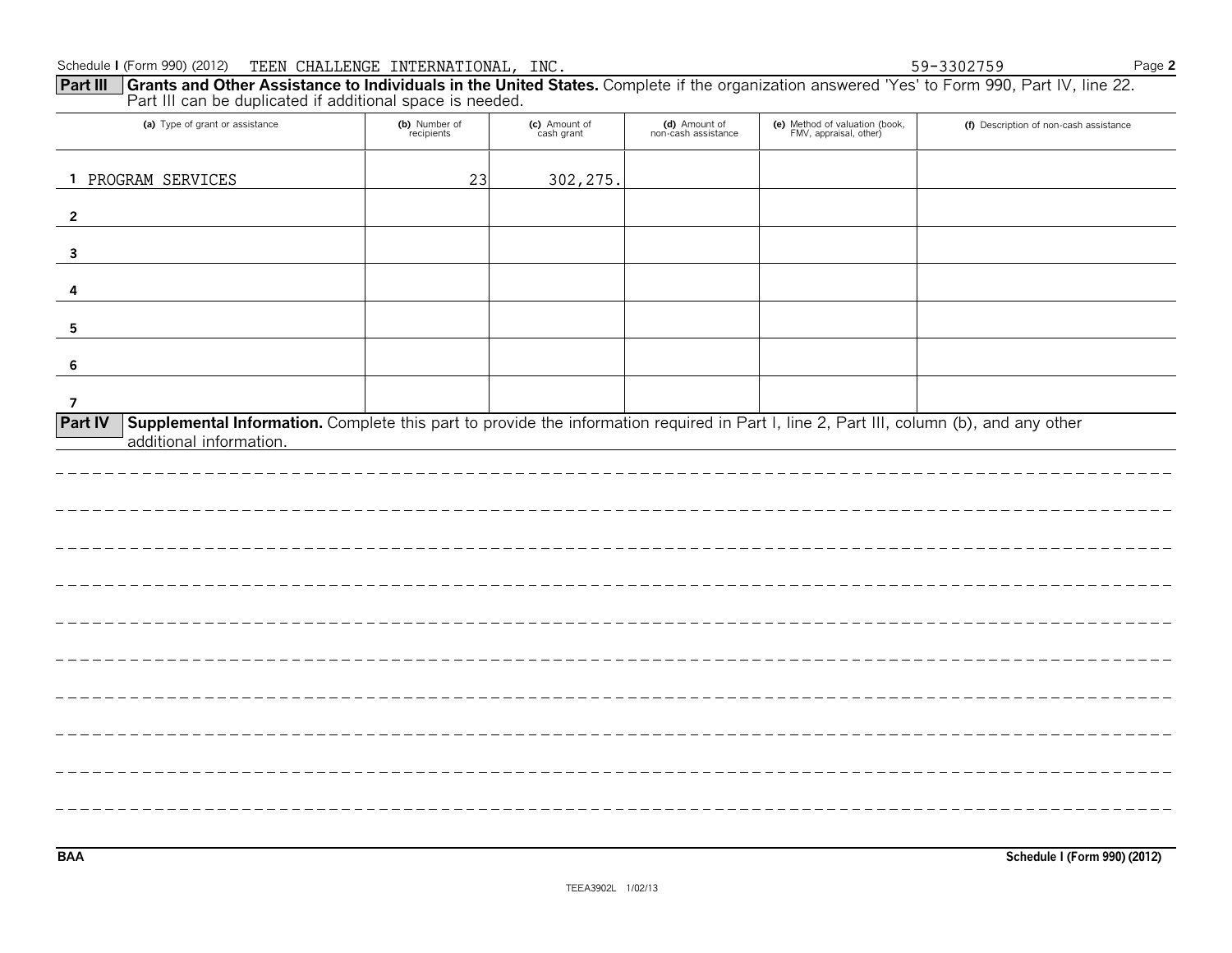Schedule I (Form 990) (2012) TEEN CHALLENGE INTERNATIONAL, INC. 59-3302759

**Part III** **Grants and Other Assistance to Individuals in the United States.** Complete if the organization answered 'Yes' to Form 990, Part IV, line 22. Part III can be duplicated if additional space is needed.

| (a) Type of grant or assistance | (b) Number of recipients | (c) Amount of cash grant | (d) Amount of non-cash assistance | (e) Method of valuation (book, FMV, appraisal, other) | (f) Description of non-cash assistance |
|---|---|---|---|---|---|
| 1 PROGRAM SERVICES | 23 | 302,275. | | | |
| 2 | | | | | |
| 3 | | | | | |
| 4 | | | | | |
| 5 | | | | | |
| 6 | | | | | |
| 7 | | | | | |

**Part IV** **Supplemental Information.** Complete this part to provide the information required in Part I, line 2, Part III, column (b), and any other additional information.

BAA Schedule I (Form 990) (2012)

TEEA3902L 1/02/13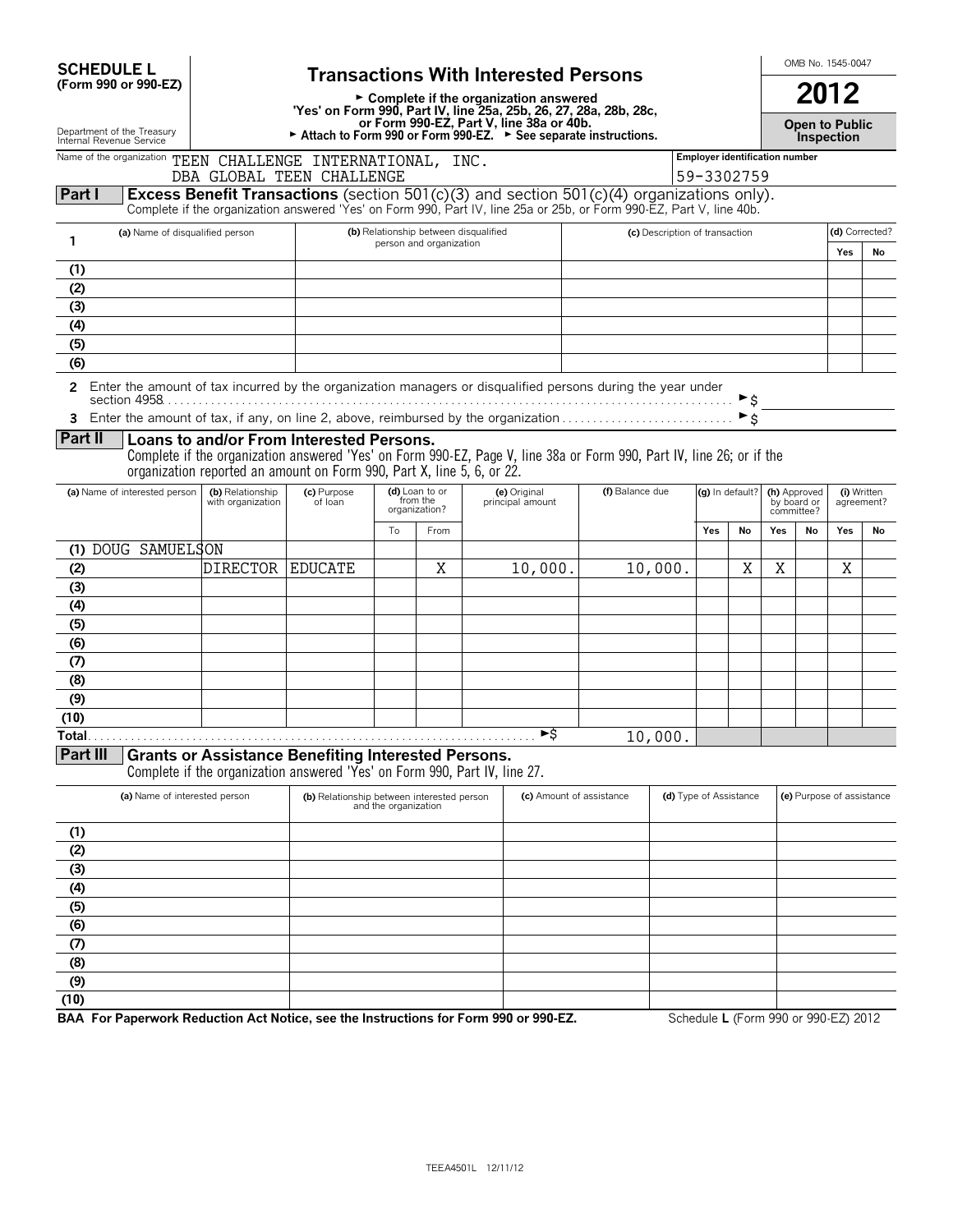**SCHEDULE L**
**(Form 990 or 990-EZ)**

Department of the Treasury
Internal Revenue Service

# Transactions With Interested Persons

► Complete if the organization answered 'Yes' on Form 990, Part IV, line 25a, 25b, 26, 27, 28a, 28b, 28c, or Form 990-EZ, Part V, line 38a or 40b.
► Attach to Form 990 or Form 990-EZ. ► See separate instructions.

OMB No. 1545-0047

**2012**

**Open to Public Inspection**

Name of the organization: TEEN CHALLENGE INTERNATIONAL, INC. DBA GLOBAL TEEN CHALLENGE

Employer identification number: 59-3302759

## Part I Excess Benefit Transactions (section 501(c)(3) and section 501(c)(4) organizations only).

Complete if the organization answered 'Yes' on Form 990, Part IV, line 25a or 25b, or Form 990-EZ, Part V, line 40b.

| 1 | (a) Name of disqualified person | (b) Relationship between disqualified person and organization | (c) Description of transaction | (d) Corrected? Yes | No |
|---|---|---|---|---|---|
| (1) | | | | | |
| (2) | | | | | |
| (3) | | | | | |
| (4) | | | | | |
| (5) | | | | | |
| (6) | | | | | |

2 Enter the amount of tax incurred by the organization managers or disqualified persons during the year under section 4958 ► $

3 Enter the amount of tax, if any, on line 2, above, reimbursed by the organization ► $

## Part II Loans to and/or From Interested Persons.

Complete if the organization answered 'Yes' on Form 990-EZ, Page V, line 38a or Form 990, Part IV, line 26; or if the organization reported an amount on Form 990, Part X, line 5, 6, or 22.

| | (a) Name of interested person | (b) Relationship with organization | (c) Purpose of loan | (d) Loan to or from the organization? To | From | (e) Original principal amount | (f) Balance due | (g) In default? Yes | No | (h) Approved by board or committee? Yes | No | (i) Written agreement? Yes | No |
|---|---|---|---|---|---|---|---|---|---|---|---|---|---|
| (1) | DOUG SAMUELSON | | | | | | | | | | | | |
| (2) | | DIRECTOR | EDUCATE | | X | 10,000. | 10,000. | | X | X | | X | |
| (3) | | | | | | | | | | | | | |
| (4) | | | | | | | | | | | | | |
| (5) | | | | | | | | | | | | | |
| (6) | | | | | | | | | | | | | |
| (7) | | | | | | | | | | | | | |
| (8) | | | | | | | | | | | | | |
| (9) | | | | | | | | | | | | | |
| (10) | | | | | | | | | | | | | |
| Total | | | | | | ►$ | 10,000. | | | | | | |

## Part III Grants or Assistance Benefiting Interested Persons.

Complete if the organization answered 'Yes' on Form 990, Part IV, line 27.

| | (a) Name of interested person | (b) Relationship between interested person and the organization | (c) Amount of assistance | (d) Type of Assistance | (e) Purpose of assistance |
|---|---|---|---|---|---|
| (1) | | | | | |
| (2) | | | | | |
| (3) | | | | | |
| (4) | | | | | |
| (5) | | | | | |
| (6) | | | | | |
| (7) | | | | | |
| (8) | | | | | |
| (9) | | | | | |
| (10) | | | | | |

**BAA For Paperwork Reduction Act Notice, see the Instructions for Form 990 or 990-EZ.** Schedule **L** (Form 990 or 990-EZ) 2012

TEEA4501L 12/11/12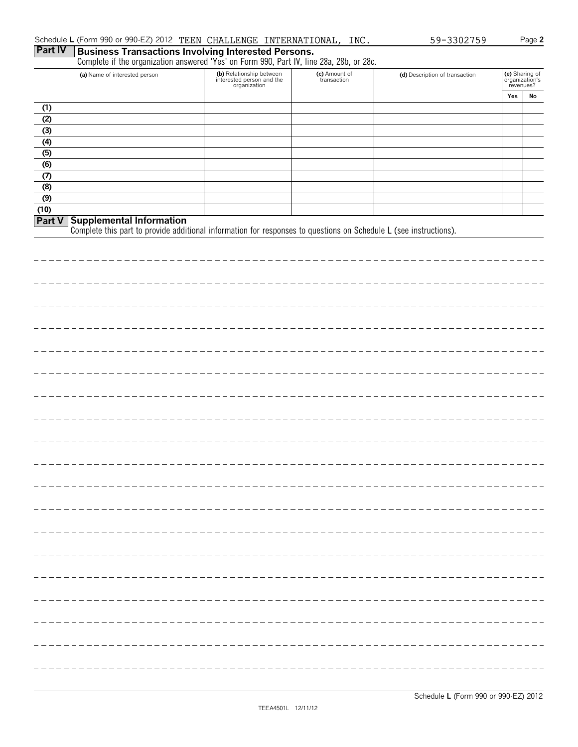Schedule L (Form 990 or 990-EZ) 2012 TEEN CHALLENGE INTERNATIONAL, INC. 59-3302759

## Part IV Business Transactions Involving Interested Persons.

Complete if the organization answered 'Yes' on Form 990, Part IV, line 28a, 28b, or 28c.

| | (a) Name of interested person | (b) Relationship between interested person and the organization | (c) Amount of transaction | (d) Description of transaction | (e) Sharing of organization's revenues? | |
|---|---|---|---|---|---|---|
| | | | | | Yes | No |
| (1) | | | | | | |
| (2) | | | | | | |
| (3) | | | | | | |
| (4) | | | | | | |
| (5) | | | | | | |
| (6) | | | | | | |
| (7) | | | | | | |
| (8) | | | | | | |
| (9) | | | | | | |
| (10) | | | | | | |

## Part V Supplemental Information

Complete this part to provide additional information for responses to questions on Schedule L (see instructions).

Schedule L (Form 990 or 990-EZ) 2012

TEEA4501L 12/11/12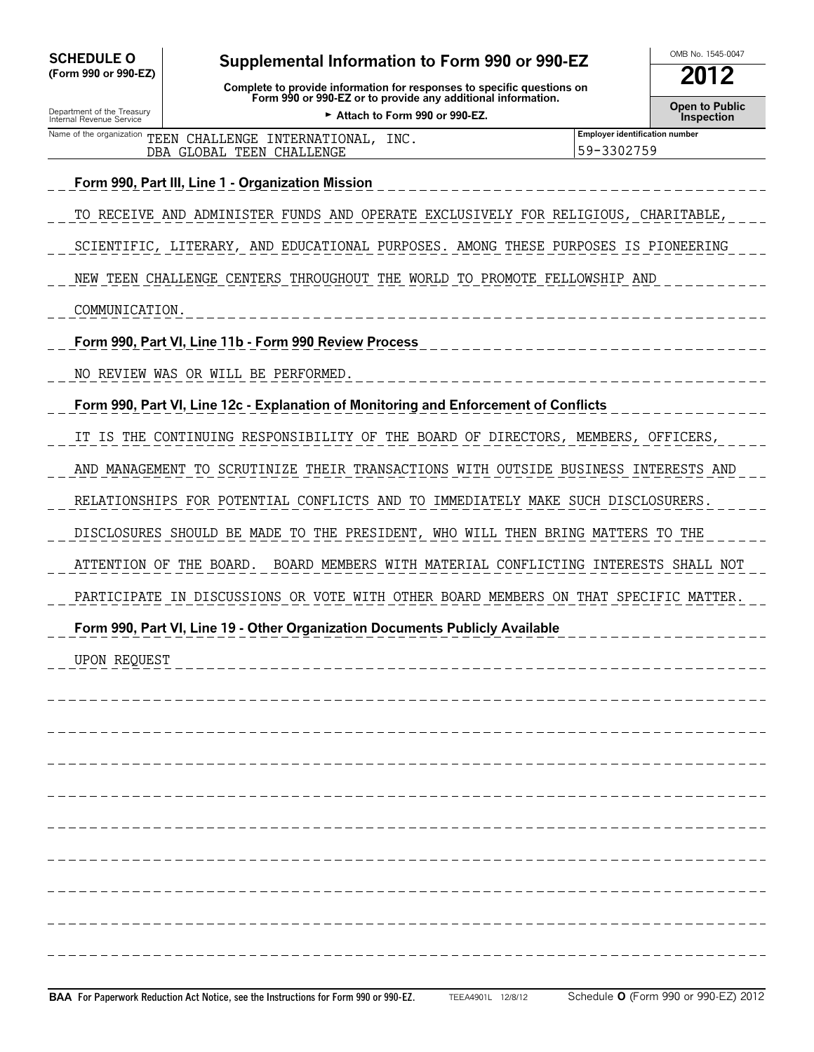**SCHEDULE O**
**(Form 990 or 990-EZ)**

Department of the Treasury
Internal Revenue Service

# Supplemental Information to Form 990 or 990-EZ

**Complete to provide information for responses to specific questions on Form 990 or 990-EZ or to provide any additional information.**

**► Attach to Form 990 or 990-EZ.**

OMB No. 1545-0047

**2012**

**Open to Public Inspection**

Name of the organization: TEEN CHALLENGE INTERNATIONAL, INC. DBA GLOBAL TEEN CHALLENGE

Employer identification number: 59-3302759

**Form 990, Part III, Line 1 - Organization Mission**

TO RECEIVE AND ADMINISTER FUNDS AND OPERATE EXCLUSIVELY FOR RELIGIOUS, CHARITABLE, SCIENTIFIC, LITERARY, AND EDUCATIONAL PURPOSES. AMONG THESE PURPOSES IS PIONEERING NEW TEEN CHALLENGE CENTERS THROUGHOUT THE WORLD TO PROMOTE FELLOWSHIP AND COMMUNICATION.

**Form 990, Part VI, Line 11b - Form 990 Review Process**

NO REVIEW WAS OR WILL BE PERFORMED.

**Form 990, Part VI, Line 12c - Explanation of Monitoring and Enforcement of Conflicts**

IT IS THE CONTINUING RESPONSIBILITY OF THE BOARD OF DIRECTORS, MEMBERS, OFFICERS, AND MANAGEMENT TO SCRUTINIZE THEIR TRANSACTIONS WITH OUTSIDE BUSINESS INTERESTS AND RELATIONSHIPS FOR POTENTIAL CONFLICTS AND TO IMMEDIATELY MAKE SUCH DISCLOSURERS. DISCLOSURES SHOULD BE MADE TO THE PRESIDENT, WHO WILL THEN BRING MATTERS TO THE ATTENTION OF THE BOARD. BOARD MEMBERS WITH MATERIAL CONFLICTING INTERESTS SHALL NOT PARTICIPATE IN DISCUSSIONS OR VOTE WITH OTHER BOARD MEMBERS ON THAT SPECIFIC MATTER.

**Form 990, Part VI, Line 19 - Other Organization Documents Publicly Available**

UPON REQUEST

**BAA For Paperwork Reduction Act Notice, see the Instructions for Form 990 or 990-EZ.** TEEA4901L 12/8/12 Schedule **O** (Form 990 or 990-EZ) 2012